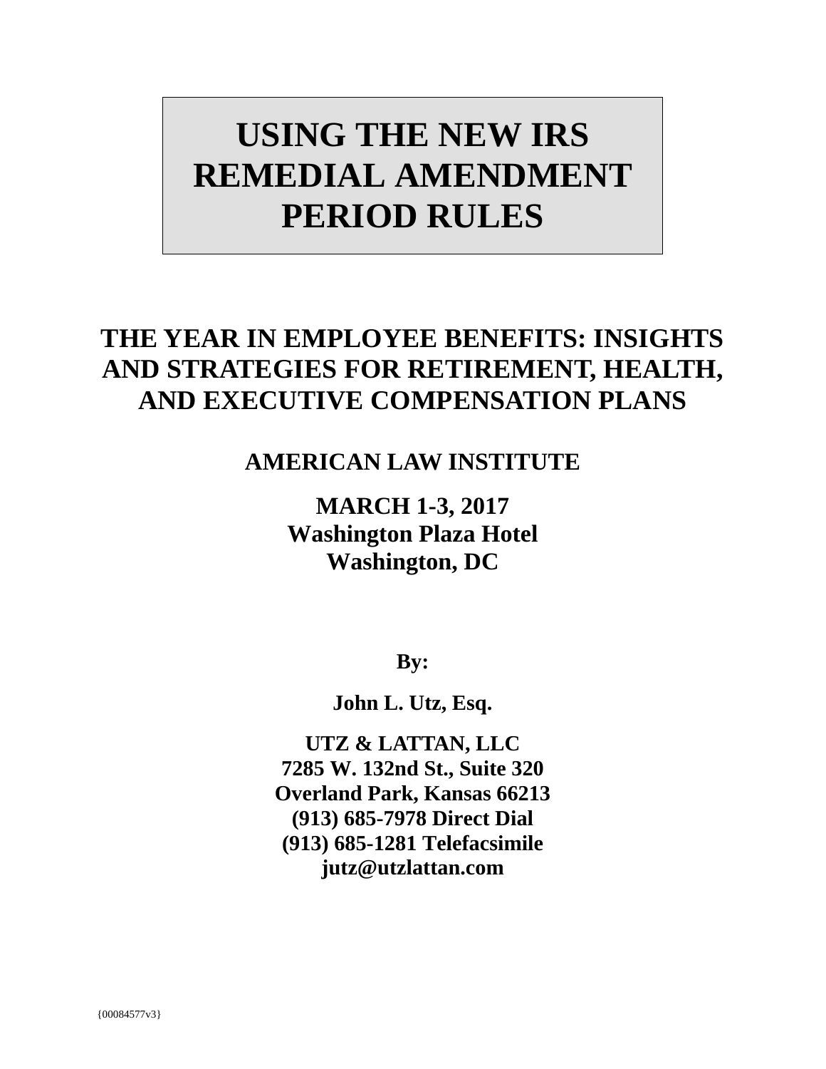# USING THE NEW IRS REMEDIAL AMENDMENT PERIOD RULES

## THE YEAR IN EMPLOYEE BENEFITS: INSIGHTS AND STRATEGIES FOR RETIREMENT, HEALTH, AND EXECUTIVE COMPENSATION PLANS

### AMERICAN LAW INSTITUTE

**MARCH 1-3, 2017**
**Washington Plaza Hotel**
**Washington, DC**

**By:**

**John L. Utz, Esq.**

**UTZ & LATTAN, LLC**
**7285 W. 132nd St., Suite 320**
**Overland Park, Kansas 66213**
**(913) 685-7978 Direct Dial**
**(913) 685-1281 Telefacsimile**
**jutz@utzlattan.com**

{00084577v3}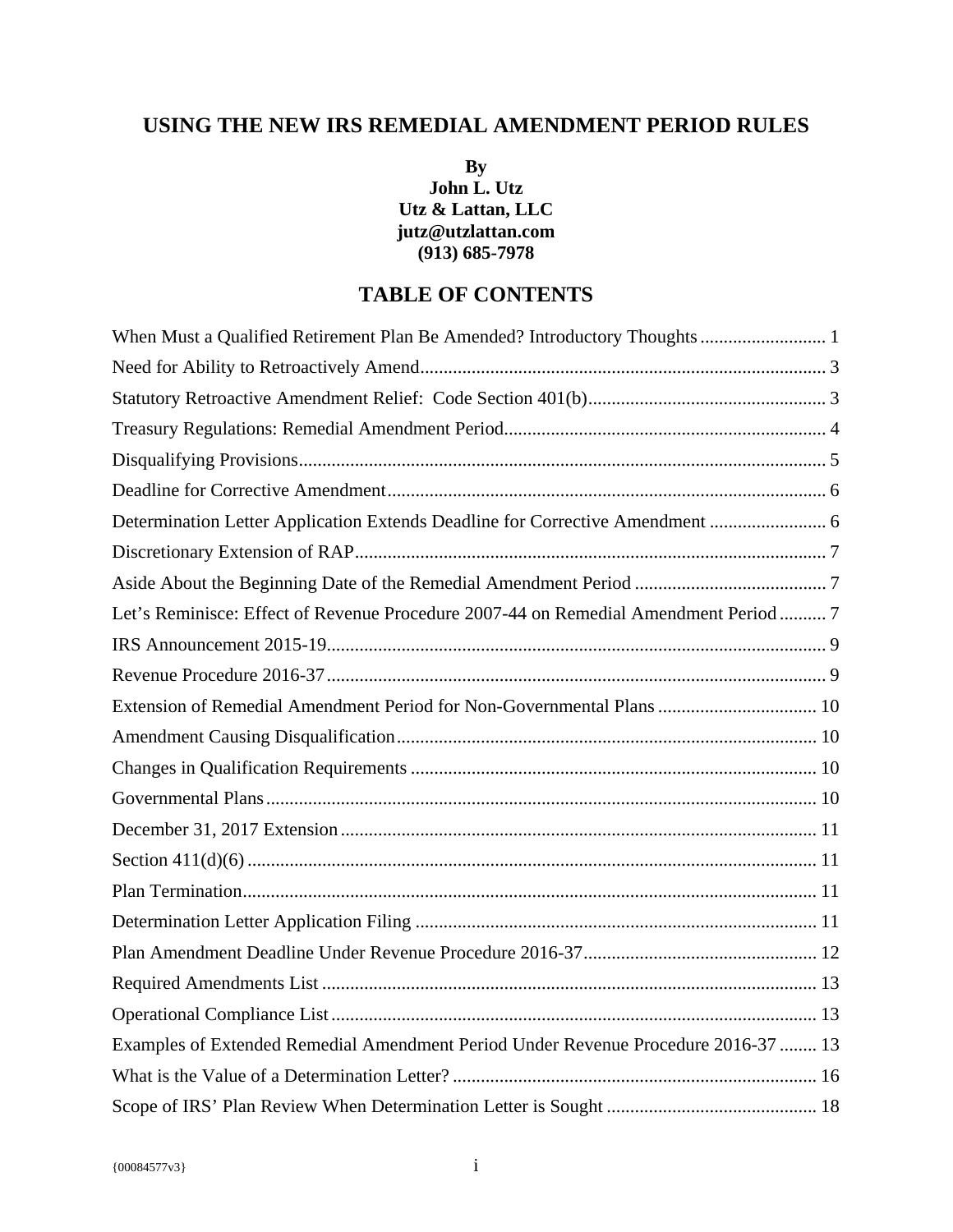# USING THE NEW IRS REMEDIAL AMENDMENT PERIOD RULES

**By**
**John L. Utz**
**Utz & Lattan, LLC**
**jutz@utzlattan.com**
**(913) 685-7978**

## TABLE OF CONTENTS

When Must a Qualified Retirement Plan Be Amended? Introductory Thoughts .......................... 1

Need for Ability to Retroactively Amend...................................................................................... 3

Statutory Retroactive Amendment Relief: Code Section 401(b).................................................. 3

Treasury Regulations: Remedial Amendment Period.................................................................... 4

Disqualifying Provisions................................................................................................................ 5

Deadline for Corrective Amendment............................................................................................. 6

Determination Letter Application Extends Deadline for Corrective Amendment ......................... 6

Discretionary Extension of RAP.................................................................................................... 7

Aside About the Beginning Date of the Remedial Amendment Period ......................................... 7

Let's Reminisce: Effect of Revenue Procedure 2007-44 on Remedial Amendment Period .......... 7

IRS Announcement 2015-19.......................................................................................................... 9

Revenue Procedure 2016-37.......................................................................................................... 9

Extension of Remedial Amendment Period for Non-Governmental Plans .................................. 10

Amendment Causing Disqualification......................................................................................... 10

Changes in Qualification Requirements ...................................................................................... 10

Governmental Plans..................................................................................................................... 10

December 31, 2017 Extension ..................................................................................................... 11

Section 411(d)(6) ......................................................................................................................... 11

Plan Termination.......................................................................................................................... 11

Determination Letter Application Filing ..................................................................................... 11

Plan Amendment Deadline Under Revenue Procedure 2016-37................................................. 12

Required Amendments List ......................................................................................................... 13

Operational Compliance List....................................................................................................... 13

Examples of Extended Remedial Amendment Period Under Revenue Procedure 2016-37 ........ 13

What is the Value of a Determination Letter? ............................................................................. 16

Scope of IRS' Plan Review When Determination Letter is Sought ............................................. 18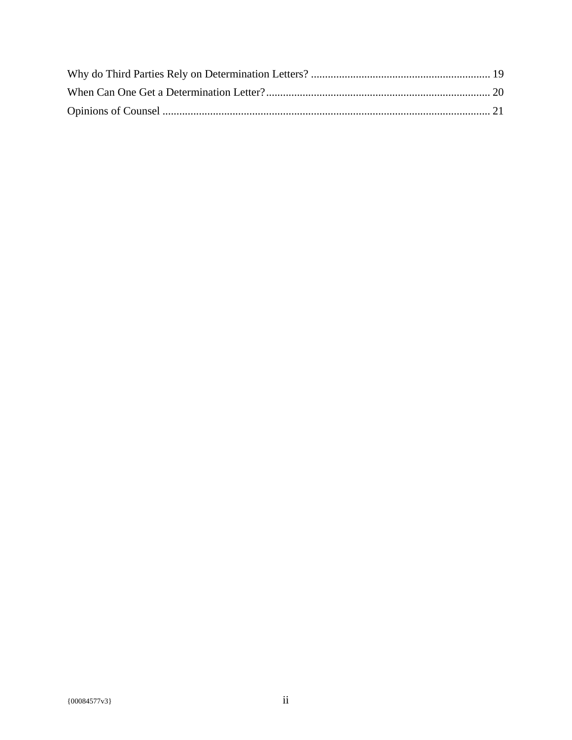Why do Third Parties Rely on Determination Letters? ............................................................... 19

When Can One Get a Determination Letter? ................................................................................ 20

Opinions of Counsel ..................................................................................................................... 21

{00084577v3}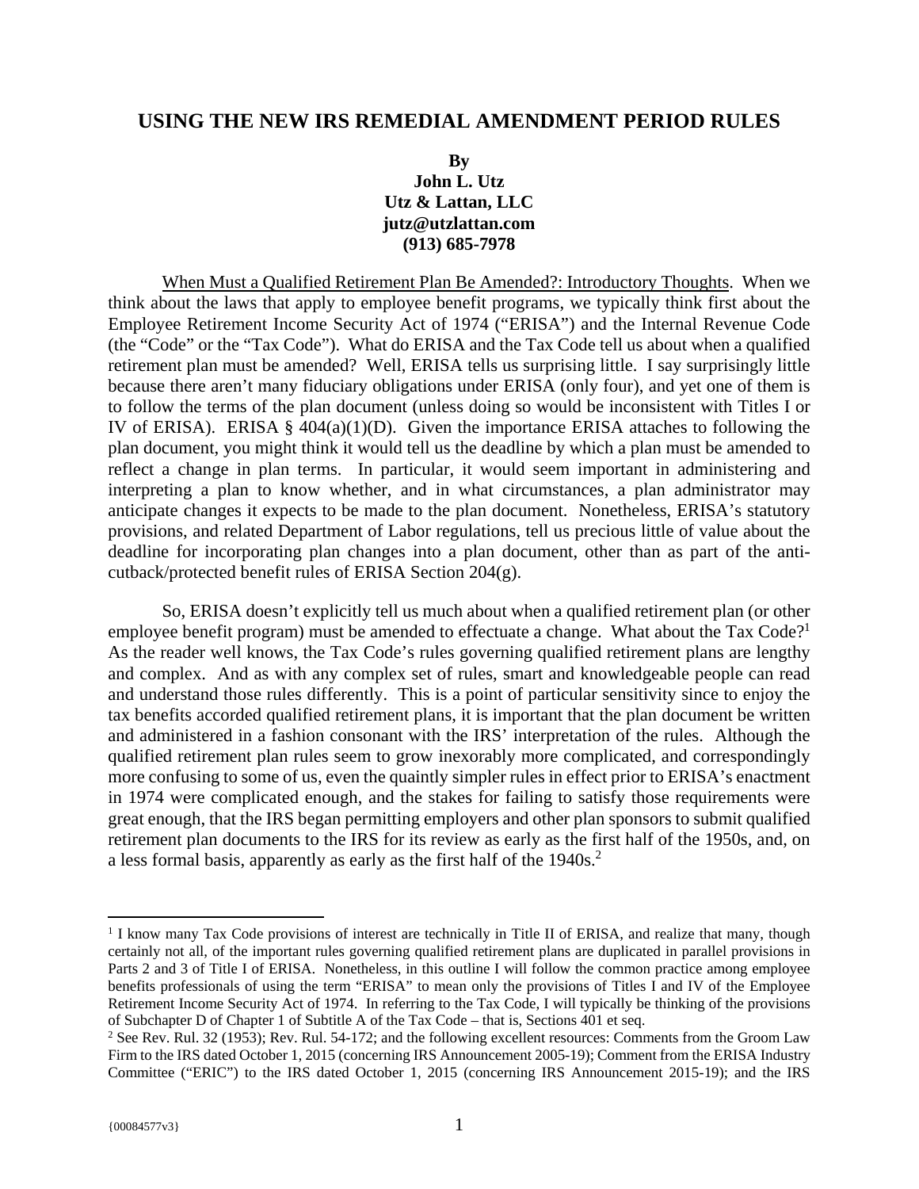# USING THE NEW IRS REMEDIAL AMENDMENT PERIOD RULES

**By**
**John L. Utz**
**Utz & Lattan, LLC**
**jutz@utzlattan.com**
**(913) 685-7978**

When Must a Qualified Retirement Plan Be Amended?: Introductory Thoughts. When we think about the laws that apply to employee benefit programs, we typically think first about the Employee Retirement Income Security Act of 1974 ("ERISA") and the Internal Revenue Code (the "Code" or the "Tax Code"). What do ERISA and the Tax Code tell us about when a qualified retirement plan must be amended? Well, ERISA tells us surprising little. I say surprisingly little because there aren't many fiduciary obligations under ERISA (only four), and yet one of them is to follow the terms of the plan document (unless doing so would be inconsistent with Titles I or IV of ERISA). ERISA § 404(a)(1)(D). Given the importance ERISA attaches to following the plan document, you might think it would tell us the deadline by which a plan must be amended to reflect a change in plan terms. In particular, it would seem important in administering and interpreting a plan to know whether, and in what circumstances, a plan administrator may anticipate changes it expects to be made to the plan document. Nonetheless, ERISA's statutory provisions, and related Department of Labor regulations, tell us precious little of value about the deadline for incorporating plan changes into a plan document, other than as part of the anti-cutback/protected benefit rules of ERISA Section 204(g).

So, ERISA doesn't explicitly tell us much about when a qualified retirement plan (or other employee benefit program) must be amended to effectuate a change. What about the Tax Code?[1] As the reader well knows, the Tax Code's rules governing qualified retirement plans are lengthy and complex. And as with any complex set of rules, smart and knowledgeable people can read and understand those rules differently. This is a point of particular sensitivity since to enjoy the tax benefits accorded qualified retirement plans, it is important that the plan document be written and administered in a fashion consonant with the IRS' interpretation of the rules. Although the qualified retirement plan rules seem to grow inexorably more complicated, and correspondingly more confusing to some of us, even the quaintly simpler rules in effect prior to ERISA's enactment in 1974 were complicated enough, and the stakes for failing to satisfy those requirements were great enough, that the IRS began permitting employers and other plan sponsors to submit qualified retirement plan documents to the IRS for its review as early as the first half of the 1950s, and, on a less formal basis, apparently as early as the first half of the 1940s.[2]

---

[1] I know many Tax Code provisions of interest are technically in Title II of ERISA, and realize that many, though certainly not all, of the important rules governing qualified retirement plans are duplicated in parallel provisions in Parts 2 and 3 of Title I of ERISA. Nonetheless, in this outline I will follow the common practice among employee benefits professionals of using the term "ERISA" to mean only the provisions of Titles I and IV of the Employee Retirement Income Security Act of 1974. In referring to the Tax Code, I will typically be thinking of the provisions of Subchapter D of Chapter 1 of Subtitle A of the Tax Code – that is, Sections 401 et seq.

[2] See Rev. Rul. 32 (1953); Rev. Rul. 54-172; and the following excellent resources: Comments from the Groom Law Firm to the IRS dated October 1, 2015 (concerning IRS Announcement 2005-19); Comment from the ERISA Industry Committee ("ERIC") to the IRS dated October 1, 2015 (concerning IRS Announcement 2015-19); and the IRS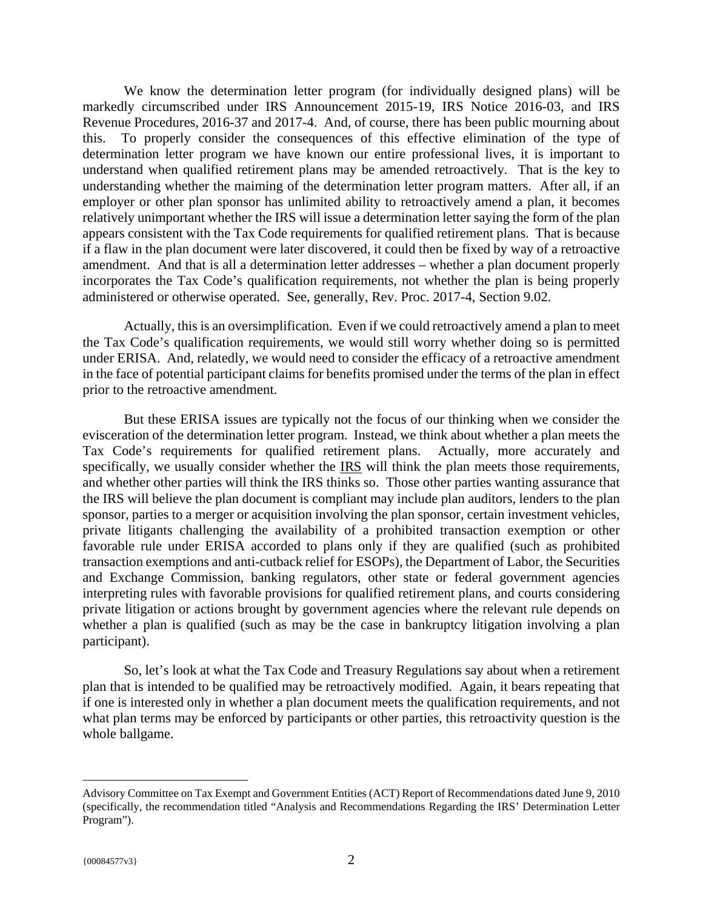We know the determination letter program (for individually designed plans) will be markedly circumscribed under IRS Announcement 2015-19, IRS Notice 2016-03, and IRS Revenue Procedures, 2016-37 and 2017-4. And, of course, there has been public mourning about this. To properly consider the consequences of this effective elimination of the type of determination letter program we have known our entire professional lives, it is important to understand when qualified retirement plans may be amended retroactively. That is the key to understanding whether the maiming of the determination letter program matters. After all, if an employer or other plan sponsor has unlimited ability to retroactively amend a plan, it becomes relatively unimportant whether the IRS will issue a determination letter saying the form of the plan appears consistent with the Tax Code requirements for qualified retirement plans. That is because if a flaw in the plan document were later discovered, it could then be fixed by way of a retroactive amendment. And that is all a determination letter addresses – whether a plan document properly incorporates the Tax Code's qualification requirements, not whether the plan is being properly administered or otherwise operated. See, generally, Rev. Proc. 2017-4, Section 9.02.

Actually, this is an oversimplification. Even if we could retroactively amend a plan to meet the Tax Code's qualification requirements, we would still worry whether doing so is permitted under ERISA. And, relatedly, we would need to consider the efficacy of a retroactive amendment in the face of potential participant claims for benefits promised under the terms of the plan in effect prior to the retroactive amendment.

But these ERISA issues are typically not the focus of our thinking when we consider the evisceration of the determination letter program. Instead, we think about whether a plan meets the Tax Code's requirements for qualified retirement plans. Actually, more accurately and specifically, we usually consider whether the IRS will think the plan meets those requirements, and whether other parties will think the IRS thinks so. Those other parties wanting assurance that the IRS will believe the plan document is compliant may include plan auditors, lenders to the plan sponsor, parties to a merger or acquisition involving the plan sponsor, certain investment vehicles, private litigants challenging the availability of a prohibited transaction exemption or other favorable rule under ERISA accorded to plans only if they are qualified (such as prohibited transaction exemptions and anti-cutback relief for ESOPs), the Department of Labor, the Securities and Exchange Commission, banking regulators, other state or federal government agencies interpreting rules with favorable provisions for qualified retirement plans, and courts considering private litigation or actions brought by government agencies where the relevant rule depends on whether a plan is qualified (such as may be the case in bankruptcy litigation involving a plan participant).

So, let's look at what the Tax Code and Treasury Regulations say about when a retirement plan that is intended to be qualified may be retroactively modified. Again, it bears repeating that if one is interested only in whether a plan document meets the qualification requirements, and not what plan terms may be enforced by participants or other parties, this retroactivity question is the whole ballgame.

---

Advisory Committee on Tax Exempt and Government Entities (ACT) Report of Recommendations dated June 9, 2010 (specifically, the recommendation titled "Analysis and Recommendations Regarding the IRS' Determination Letter Program").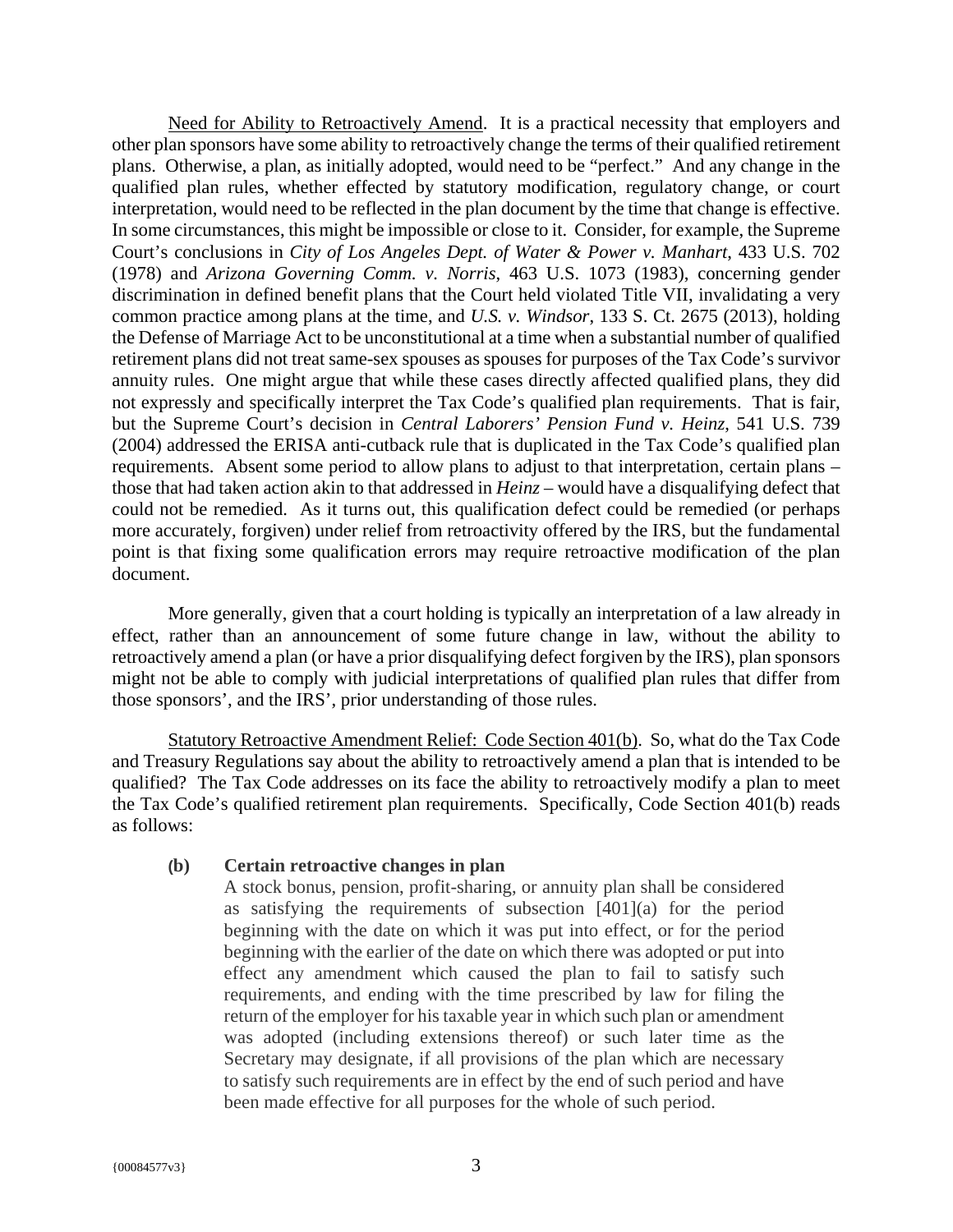Need for Ability to Retroactively Amend. It is a practical necessity that employers and other plan sponsors have some ability to retroactively change the terms of their qualified retirement plans. Otherwise, a plan, as initially adopted, would need to be "perfect." And any change in the qualified plan rules, whether effected by statutory modification, regulatory change, or court interpretation, would need to be reflected in the plan document by the time that change is effective. In some circumstances, this might be impossible or close to it. Consider, for example, the Supreme Court's conclusions in *City of Los Angeles Dept. of Water & Power v. Manhart*, 433 U.S. 702 (1978) and *Arizona Governing Comm. v. Norris*, 463 U.S. 1073 (1983), concerning gender discrimination in defined benefit plans that the Court held violated Title VII, invalidating a very common practice among plans at the time, and *U.S. v. Windsor*, 133 S. Ct. 2675 (2013), holding the Defense of Marriage Act to be unconstitutional at a time when a substantial number of qualified retirement plans did not treat same-sex spouses as spouses for purposes of the Tax Code's survivor annuity rules. One might argue that while these cases directly affected qualified plans, they did not expressly and specifically interpret the Tax Code's qualified plan requirements. That is fair, but the Supreme Court's decision in *Central Laborers' Pension Fund v. Heinz*, 541 U.S. 739 (2004) addressed the ERISA anti-cutback rule that is duplicated in the Tax Code's qualified plan requirements. Absent some period to allow plans to adjust to that interpretation, certain plans – those that had taken action akin to that addressed in *Heinz* – would have a disqualifying defect that could not be remedied. As it turns out, this qualification defect could be remedied (or perhaps more accurately, forgiven) under relief from retroactivity offered by the IRS, but the fundamental point is that fixing some qualification errors may require retroactive modification of the plan document.

More generally, given that a court holding is typically an interpretation of a law already in effect, rather than an announcement of some future change in law, without the ability to retroactively amend a plan (or have a prior disqualifying defect forgiven by the IRS), plan sponsors might not be able to comply with judicial interpretations of qualified plan rules that differ from those sponsors', and the IRS', prior understanding of those rules.

Statutory Retroactive Amendment Relief: Code Section 401(b). So, what do the Tax Code and Treasury Regulations say about the ability to retroactively amend a plan that is intended to be qualified? The Tax Code addresses on its face the ability to retroactively modify a plan to meet the Tax Code's qualified retirement plan requirements. Specifically, Code Section 401(b) reads as follows:

> **(b) Certain retroactive changes in plan**
>
> A stock bonus, pension, profit-sharing, or annuity plan shall be considered as satisfying the requirements of subsection [401](a) for the period beginning with the date on which it was put into effect, or for the period beginning with the earlier of the date on which there was adopted or put into effect any amendment which caused the plan to fail to satisfy such requirements, and ending with the time prescribed by law for filing the return of the employer for his taxable year in which such plan or amendment was adopted (including extensions thereof) or such later time as the Secretary may designate, if all provisions of the plan which are necessary to satisfy such requirements are in effect by the end of such period and have been made effective for all purposes for the whole of such period.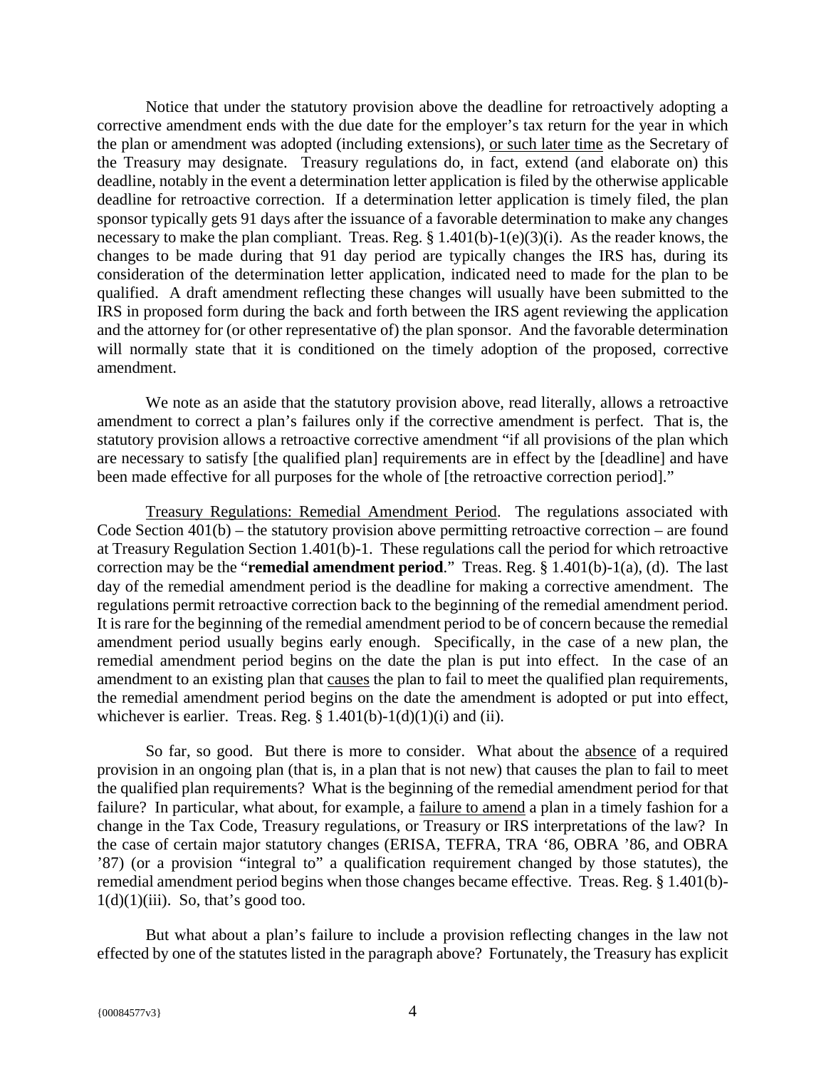Notice that under the statutory provision above the deadline for retroactively adopting a corrective amendment ends with the due date for the employer's tax return for the year in which the plan or amendment was adopted (including extensions), <u>or such later time</u> as the Secretary of the Treasury may designate. Treasury regulations do, in fact, extend (and elaborate on) this deadline, notably in the event a determination letter application is filed by the otherwise applicable deadline for retroactive correction. If a determination letter application is timely filed, the plan sponsor typically gets 91 days after the issuance of a favorable determination to make any changes necessary to make the plan compliant. Treas. Reg. § 1.401(b)-1(e)(3)(i). As the reader knows, the changes to be made during that 91 day period are typically changes the IRS has, during its consideration of the determination letter application, indicated need to made for the plan to be qualified. A draft amendment reflecting these changes will usually have been submitted to the IRS in proposed form during the back and forth between the IRS agent reviewing the application and the attorney for (or other representative of) the plan sponsor. And the favorable determination will normally state that it is conditioned on the timely adoption of the proposed, corrective amendment.

We note as an aside that the statutory provision above, read literally, allows a retroactive amendment to correct a plan's failures only if the corrective amendment is perfect. That is, the statutory provision allows a retroactive corrective amendment "if all provisions of the plan which are necessary to satisfy [the qualified plan] requirements are in effect by the [deadline] and have been made effective for all purposes for the whole of [the retroactive correction period]."

<u>Treasury Regulations: Remedial Amendment Period</u>. The regulations associated with Code Section 401(b) – the statutory provision above permitting retroactive correction – are found at Treasury Regulation Section 1.401(b)-1. These regulations call the period for which retroactive correction may be the "**remedial amendment period**." Treas. Reg. § 1.401(b)-1(a), (d). The last day of the remedial amendment period is the deadline for making a corrective amendment. The regulations permit retroactive correction back to the beginning of the remedial amendment period. It is rare for the beginning of the remedial amendment period to be of concern because the remedial amendment period usually begins early enough. Specifically, in the case of a new plan, the remedial amendment period begins on the date the plan is put into effect. In the case of an amendment to an existing plan that <u>causes</u> the plan to fail to meet the qualified plan requirements, the remedial amendment period begins on the date the amendment is adopted or put into effect, whichever is earlier. Treas. Reg. § 1.401(b)-1(d)(1)(i) and (ii).

So far, so good. But there is more to consider. What about the <u>absence</u> of a required provision in an ongoing plan (that is, in a plan that is not new) that causes the plan to fail to meet the qualified plan requirements? What is the beginning of the remedial amendment period for that failure? In particular, what about, for example, a <u>failure to amend</u> a plan in a timely fashion for a change in the Tax Code, Treasury regulations, or Treasury or IRS interpretations of the law? In the case of certain major statutory changes (ERISA, TEFRA, TRA '86, OBRA '86, and OBRA '87) (or a provision "integral to" a qualification requirement changed by those statutes), the remedial amendment period begins when those changes became effective. Treas. Reg. § 1.401(b)-1(d)(1)(iii). So, that's good too.

But what about a plan's failure to include a provision reflecting changes in the law not effected by one of the statutes listed in the paragraph above? Fortunately, the Treasury has explicit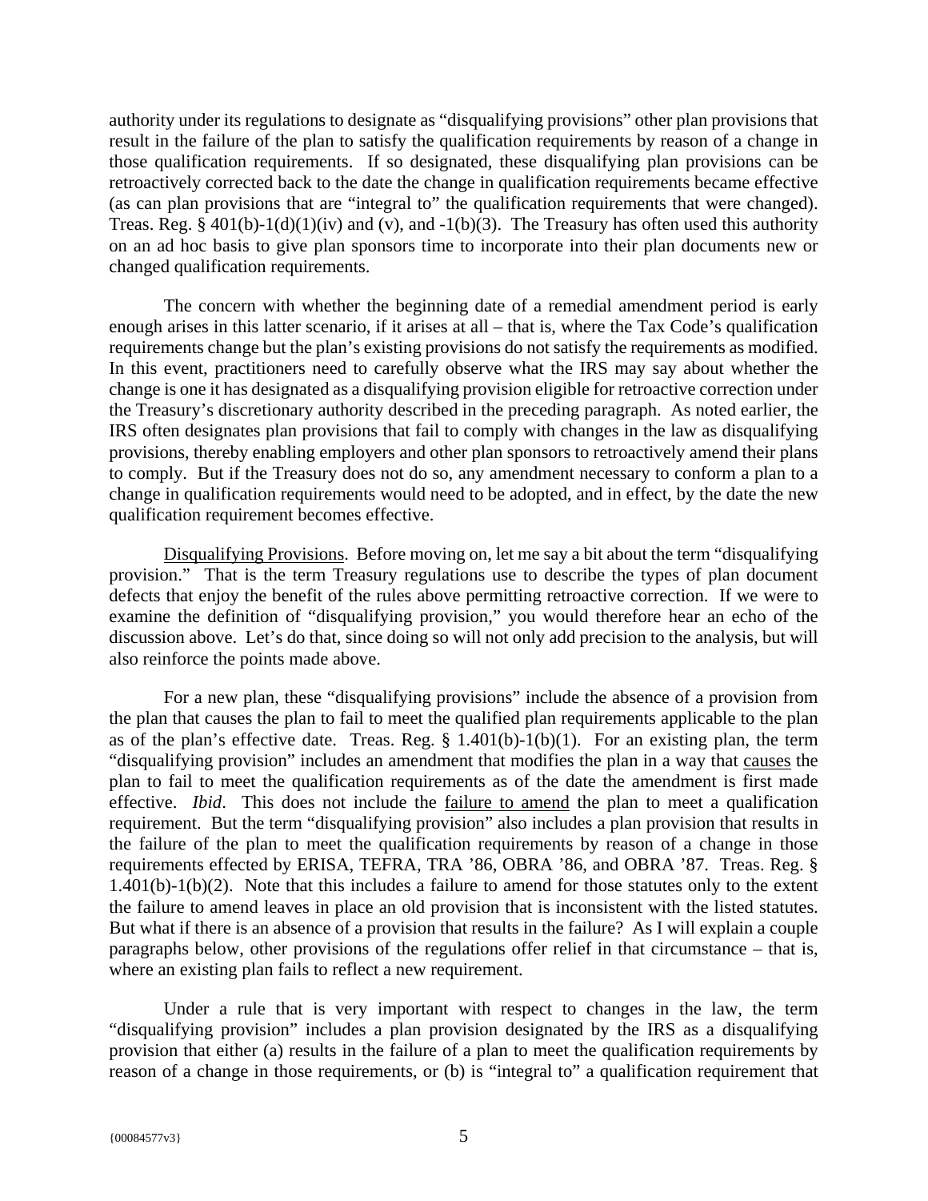authority under its regulations to designate as "disqualifying provisions" other plan provisions that result in the failure of the plan to satisfy the qualification requirements by reason of a change in those qualification requirements. If so designated, these disqualifying plan provisions can be retroactively corrected back to the date the change in qualification requirements became effective (as can plan provisions that are "integral to" the qualification requirements that were changed). Treas. Reg. § 401(b)-1(d)(1)(iv) and (v), and -1(b)(3). The Treasury has often used this authority on an ad hoc basis to give plan sponsors time to incorporate into their plan documents new or changed qualification requirements.

The concern with whether the beginning date of a remedial amendment period is early enough arises in this latter scenario, if it arises at all – that is, where the Tax Code's qualification requirements change but the plan's existing provisions do not satisfy the requirements as modified. In this event, practitioners need to carefully observe what the IRS may say about whether the change is one it has designated as a disqualifying provision eligible for retroactive correction under the Treasury's discretionary authority described in the preceding paragraph. As noted earlier, the IRS often designates plan provisions that fail to comply with changes in the law as disqualifying provisions, thereby enabling employers and other plan sponsors to retroactively amend their plans to comply. But if the Treasury does not do so, any amendment necessary to conform a plan to a change in qualification requirements would need to be adopted, and in effect, by the date the new qualification requirement becomes effective.

<u>Disqualifying Provisions</u>. Before moving on, let me say a bit about the term "disqualifying provision." That is the term Treasury regulations use to describe the types of plan document defects that enjoy the benefit of the rules above permitting retroactive correction. If we were to examine the definition of "disqualifying provision," you would therefore hear an echo of the discussion above. Let's do that, since doing so will not only add precision to the analysis, but will also reinforce the points made above.

For a new plan, these "disqualifying provisions" include the absence of a provision from the plan that causes the plan to fail to meet the qualified plan requirements applicable to the plan as of the plan's effective date. Treas. Reg. § 1.401(b)-1(b)(1). For an existing plan, the term "disqualifying provision" includes an amendment that modifies the plan in a way that <u>causes</u> the plan to fail to meet the qualification requirements as of the date the amendment is first made effective. *Ibid*. This does not include the <u>failure to amend</u> the plan to meet a qualification requirement. But the term "disqualifying provision" also includes a plan provision that results in the failure of the plan to meet the qualification requirements by reason of a change in those requirements effected by ERISA, TEFRA, TRA '86, OBRA '86, and OBRA '87. Treas. Reg. § 1.401(b)-1(b)(2). Note that this includes a failure to amend for those statutes only to the extent the failure to amend leaves in place an old provision that is inconsistent with the listed statutes. But what if there is an absence of a provision that results in the failure? As I will explain a couple paragraphs below, other provisions of the regulations offer relief in that circumstance – that is, where an existing plan fails to reflect a new requirement.

Under a rule that is very important with respect to changes in the law, the term "disqualifying provision" includes a plan provision designated by the IRS as a disqualifying provision that either (a) results in the failure of a plan to meet the qualification requirements by reason of a change in those requirements, or (b) is "integral to" a qualification requirement that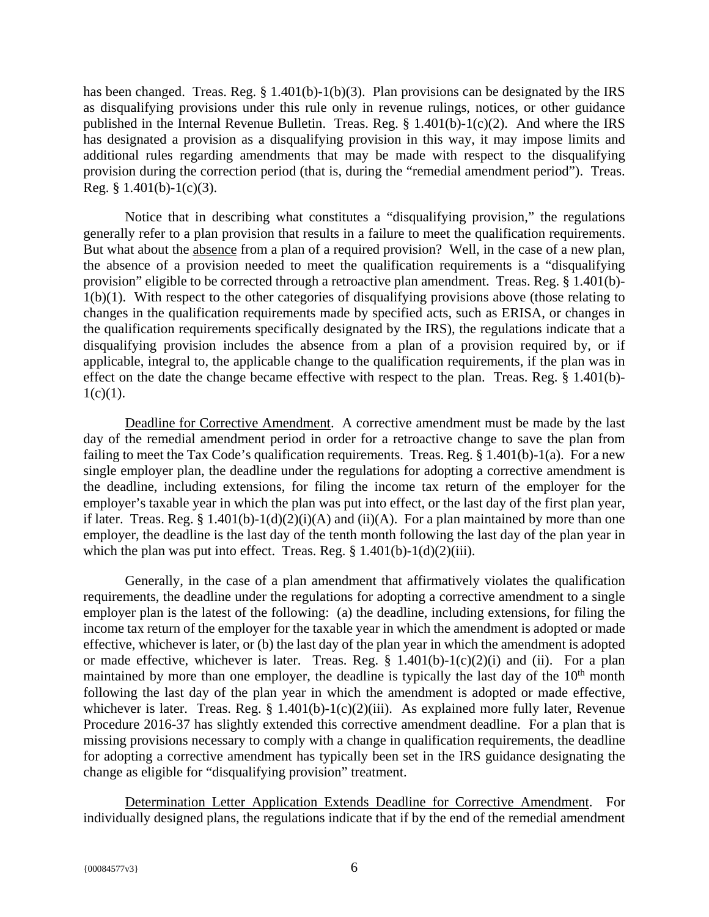has been changed. Treas. Reg. § 1.401(b)-1(b)(3). Plan provisions can be designated by the IRS as disqualifying provisions under this rule only in revenue rulings, notices, or other guidance published in the Internal Revenue Bulletin. Treas. Reg. § 1.401(b)-1(c)(2). And where the IRS has designated a provision as a disqualifying provision in this way, it may impose limits and additional rules regarding amendments that may be made with respect to the disqualifying provision during the correction period (that is, during the "remedial amendment period"). Treas. Reg. § 1.401(b)-1(c)(3).

Notice that in describing what constitutes a "disqualifying provision," the regulations generally refer to a plan provision that results in a failure to meet the qualification requirements. But what about the absence from a plan of a required provision? Well, in the case of a new plan, the absence of a provision needed to meet the qualification requirements is a "disqualifying provision" eligible to be corrected through a retroactive plan amendment. Treas. Reg. § 1.401(b)-1(b)(1). With respect to the other categories of disqualifying provisions above (those relating to changes in the qualification requirements made by specified acts, such as ERISA, or changes in the qualification requirements specifically designated by the IRS), the regulations indicate that a disqualifying provision includes the absence from a plan of a provision required by, or if applicable, integral to, the applicable change to the qualification requirements, if the plan was in effect on the date the change became effective with respect to the plan. Treas. Reg. § 1.401(b)-1(c)(1).

Deadline for Corrective Amendment. A corrective amendment must be made by the last day of the remedial amendment period in order for a retroactive change to save the plan from failing to meet the Tax Code's qualification requirements. Treas. Reg. § 1.401(b)-1(a). For a new single employer plan, the deadline under the regulations for adopting a corrective amendment is the deadline, including extensions, for filing the income tax return of the employer for the employer's taxable year in which the plan was put into effect, or the last day of the first plan year, if later. Treas. Reg. § 1.401(b)-1(d)(2)(i)(A) and (ii)(A). For a plan maintained by more than one employer, the deadline is the last day of the tenth month following the last day of the plan year in which the plan was put into effect. Treas. Reg. § 1.401(b)-1(d)(2)(iii).

Generally, in the case of a plan amendment that affirmatively violates the qualification requirements, the deadline under the regulations for adopting a corrective amendment to a single employer plan is the latest of the following: (a) the deadline, including extensions, for filing the income tax return of the employer for the taxable year in which the amendment is adopted or made effective, whichever is later, or (b) the last day of the plan year in which the amendment is adopted or made effective, whichever is later. Treas. Reg. § 1.401(b)-1(c)(2)(i) and (ii). For a plan maintained by more than one employer, the deadline is typically the last day of the 10th month following the last day of the plan year in which the amendment is adopted or made effective, whichever is later. Treas. Reg. § 1.401(b)-1(c)(2)(iii). As explained more fully later, Revenue Procedure 2016-37 has slightly extended this corrective amendment deadline. For a plan that is missing provisions necessary to comply with a change in qualification requirements, the deadline for adopting a corrective amendment has typically been set in the IRS guidance designating the change as eligible for "disqualifying provision" treatment.

Determination Letter Application Extends Deadline for Corrective Amendment. For individually designed plans, the regulations indicate that if by the end of the remedial amendment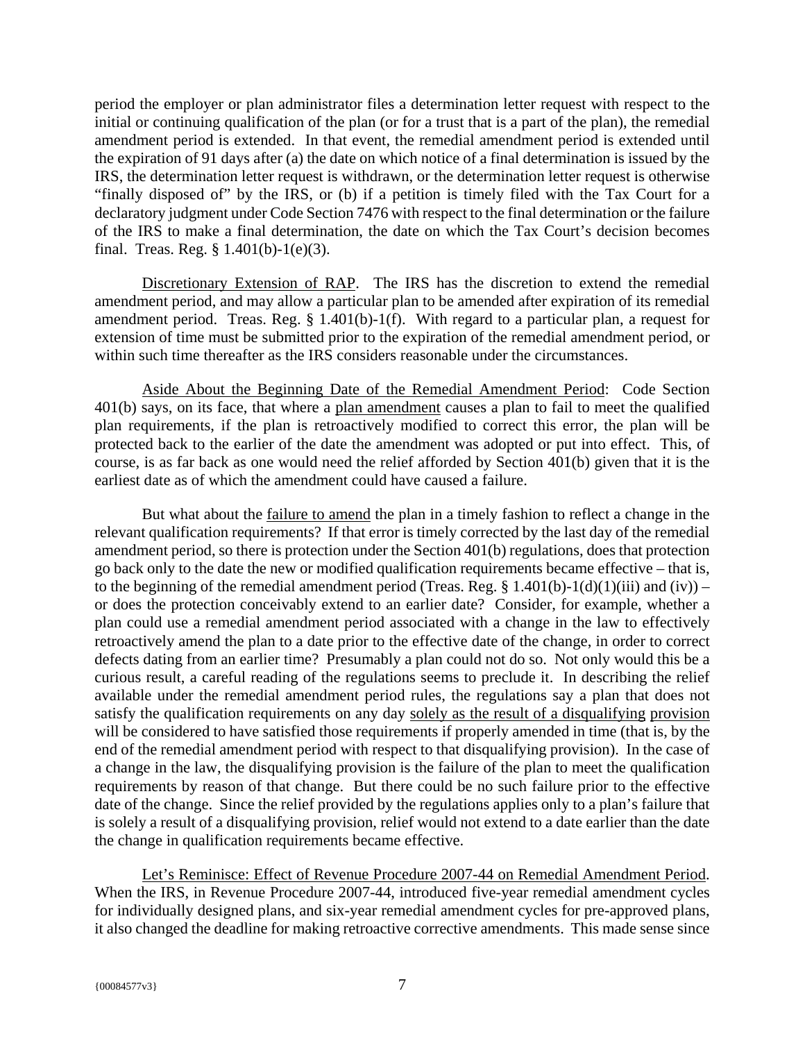period the employer or plan administrator files a determination letter request with respect to the initial or continuing qualification of the plan (or for a trust that is a part of the plan), the remedial amendment period is extended. In that event, the remedial amendment period is extended until the expiration of 91 days after (a) the date on which notice of a final determination is issued by the IRS, the determination letter request is withdrawn, or the determination letter request is otherwise "finally disposed of" by the IRS, or (b) if a petition is timely filed with the Tax Court for a declaratory judgment under Code Section 7476 with respect to the final determination or the failure of the IRS to make a final determination, the date on which the Tax Court's decision becomes final. Treas. Reg. § 1.401(b)-1(e)(3).

Discretionary Extension of RAP. The IRS has the discretion to extend the remedial amendment period, and may allow a particular plan to be amended after expiration of its remedial amendment period. Treas. Reg. § 1.401(b)-1(f). With regard to a particular plan, a request for extension of time must be submitted prior to the expiration of the remedial amendment period, or within such time thereafter as the IRS considers reasonable under the circumstances.

Aside About the Beginning Date of the Remedial Amendment Period: Code Section 401(b) says, on its face, that where a plan amendment causes a plan to fail to meet the qualified plan requirements, if the plan is retroactively modified to correct this error, the plan will be protected back to the earlier of the date the amendment was adopted or put into effect. This, of course, is as far back as one would need the relief afforded by Section 401(b) given that it is the earliest date as of which the amendment could have caused a failure.

But what about the failure to amend the plan in a timely fashion to reflect a change in the relevant qualification requirements? If that error is timely corrected by the last day of the remedial amendment period, so there is protection under the Section 401(b) regulations, does that protection go back only to the date the new or modified qualification requirements became effective – that is, to the beginning of the remedial amendment period (Treas. Reg. § 1.401(b)-1(d)(1)(iii) and (iv)) – or does the protection conceivably extend to an earlier date? Consider, for example, whether a plan could use a remedial amendment period associated with a change in the law to effectively retroactively amend the plan to a date prior to the effective date of the change, in order to correct defects dating from an earlier time? Presumably a plan could not do so. Not only would this be a curious result, a careful reading of the regulations seems to preclude it. In describing the relief available under the remedial amendment period rules, the regulations say a plan that does not satisfy the qualification requirements on any day solely as the result of a disqualifying provision will be considered to have satisfied those requirements if properly amended in time (that is, by the end of the remedial amendment period with respect to that disqualifying provision). In the case of a change in the law, the disqualifying provision is the failure of the plan to meet the qualification requirements by reason of that change. But there could be no such failure prior to the effective date of the change. Since the relief provided by the regulations applies only to a plan's failure that is solely a result of a disqualifying provision, relief would not extend to a date earlier than the date the change in qualification requirements became effective.

Let's Reminisce: Effect of Revenue Procedure 2007-44 on Remedial Amendment Period. When the IRS, in Revenue Procedure 2007-44, introduced five-year remedial amendment cycles for individually designed plans, and six-year remedial amendment cycles for pre-approved plans, it also changed the deadline for making retroactive corrective amendments. This made sense since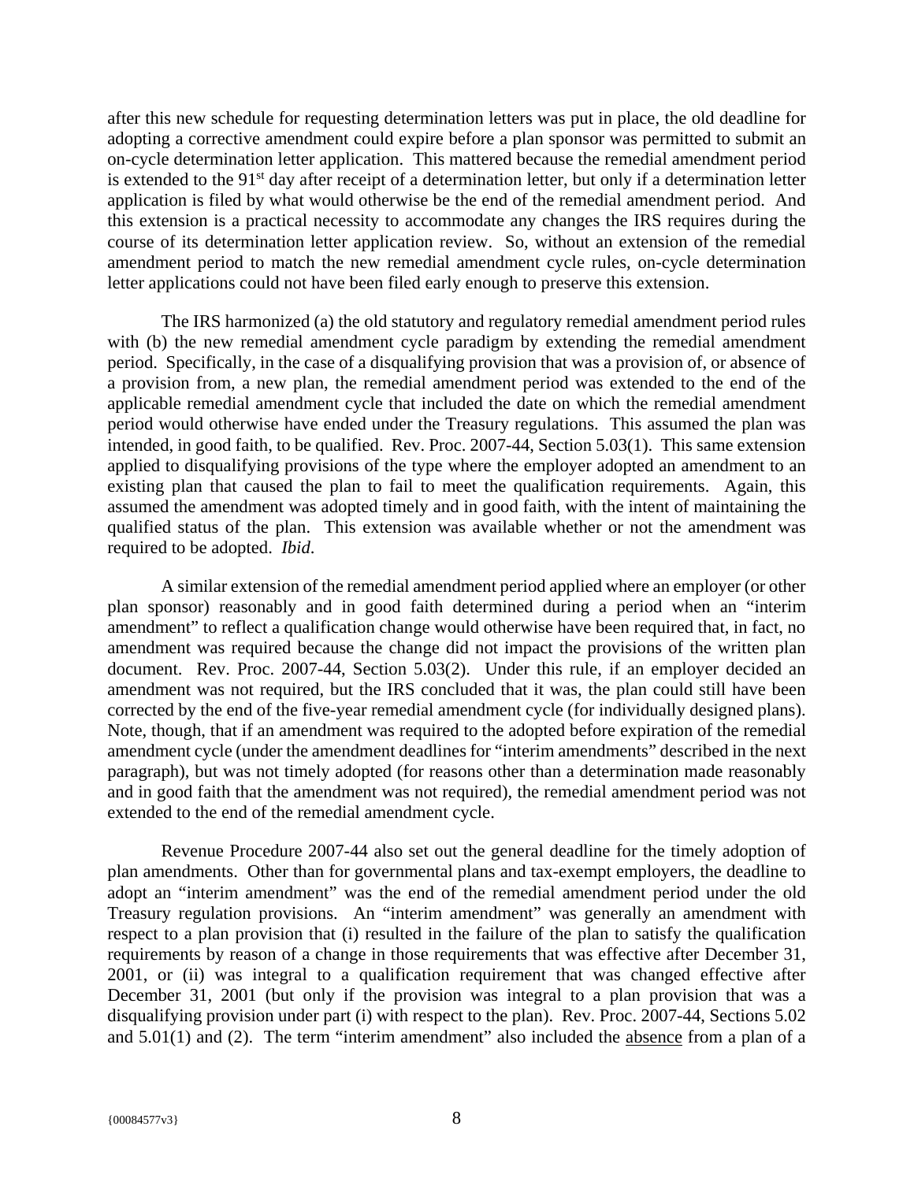after this new schedule for requesting determination letters was put in place, the old deadline for adopting a corrective amendment could expire before a plan sponsor was permitted to submit an on-cycle determination letter application. This mattered because the remedial amendment period is extended to the 91st day after receipt of a determination letter, but only if a determination letter application is filed by what would otherwise be the end of the remedial amendment period. And this extension is a practical necessity to accommodate any changes the IRS requires during the course of its determination letter application review. So, without an extension of the remedial amendment period to match the new remedial amendment cycle rules, on-cycle determination letter applications could not have been filed early enough to preserve this extension.

The IRS harmonized (a) the old statutory and regulatory remedial amendment period rules with (b) the new remedial amendment cycle paradigm by extending the remedial amendment period. Specifically, in the case of a disqualifying provision that was a provision of, or absence of a provision from, a new plan, the remedial amendment period was extended to the end of the applicable remedial amendment cycle that included the date on which the remedial amendment period would otherwise have ended under the Treasury regulations. This assumed the plan was intended, in good faith, to be qualified. Rev. Proc. 2007-44, Section 5.03(1). This same extension applied to disqualifying provisions of the type where the employer adopted an amendment to an existing plan that caused the plan to fail to meet the qualification requirements. Again, this assumed the amendment was adopted timely and in good faith, with the intent of maintaining the qualified status of the plan. This extension was available whether or not the amendment was required to be adopted. *Ibid.*

A similar extension of the remedial amendment period applied where an employer (or other plan sponsor) reasonably and in good faith determined during a period when an "interim amendment" to reflect a qualification change would otherwise have been required that, in fact, no amendment was required because the change did not impact the provisions of the written plan document. Rev. Proc. 2007-44, Section 5.03(2). Under this rule, if an employer decided an amendment was not required, but the IRS concluded that it was, the plan could still have been corrected by the end of the five-year remedial amendment cycle (for individually designed plans). Note, though, that if an amendment was required to the adopted before expiration of the remedial amendment cycle (under the amendment deadlines for "interim amendments" described in the next paragraph), but was not timely adopted (for reasons other than a determination made reasonably and in good faith that the amendment was not required), the remedial amendment period was not extended to the end of the remedial amendment cycle.

Revenue Procedure 2007-44 also set out the general deadline for the timely adoption of plan amendments. Other than for governmental plans and tax-exempt employers, the deadline to adopt an "interim amendment" was the end of the remedial amendment period under the old Treasury regulation provisions. An "interim amendment" was generally an amendment with respect to a plan provision that (i) resulted in the failure of the plan to satisfy the qualification requirements by reason of a change in those requirements that was effective after December 31, 2001, or (ii) was integral to a qualification requirement that was changed effective after December 31, 2001 (but only if the provision was integral to a plan provision that was a disqualifying provision under part (i) with respect to the plan). Rev. Proc. 2007-44, Sections 5.02 and 5.01(1) and (2). The term "interim amendment" also included the absence from a plan of a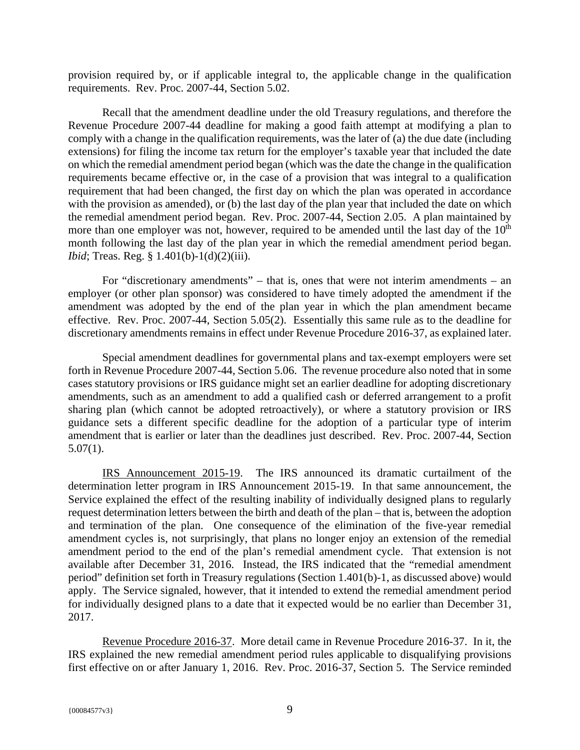provision required by, or if applicable integral to, the applicable change in the qualification requirements. Rev. Proc. 2007-44, Section 5.02.

Recall that the amendment deadline under the old Treasury regulations, and therefore the Revenue Procedure 2007-44 deadline for making a good faith attempt at modifying a plan to comply with a change in the qualification requirements, was the later of (a) the due date (including extensions) for filing the income tax return for the employer's taxable year that included the date on which the remedial amendment period began (which was the date the change in the qualification requirements became effective or, in the case of a provision that was integral to a qualification requirement that had been changed, the first day on which the plan was operated in accordance with the provision as amended), or (b) the last day of the plan year that included the date on which the remedial amendment period began. Rev. Proc. 2007-44, Section 2.05. A plan maintained by more than one employer was not, however, required to be amended until the last day of the 10th month following the last day of the plan year in which the remedial amendment period began. *Ibid*; Treas. Reg. § 1.401(b)-1(d)(2)(iii).

For "discretionary amendments" – that is, ones that were not interim amendments – an employer (or other plan sponsor) was considered to have timely adopted the amendment if the amendment was adopted by the end of the plan year in which the plan amendment became effective. Rev. Proc. 2007-44, Section 5.05(2). Essentially this same rule as to the deadline for discretionary amendments remains in effect under Revenue Procedure 2016-37, as explained later.

Special amendment deadlines for governmental plans and tax-exempt employers were set forth in Revenue Procedure 2007-44, Section 5.06. The revenue procedure also noted that in some cases statutory provisions or IRS guidance might set an earlier deadline for adopting discretionary amendments, such as an amendment to add a qualified cash or deferred arrangement to a profit sharing plan (which cannot be adopted retroactively), or where a statutory provision or IRS guidance sets a different specific deadline for the adoption of a particular type of interim amendment that is earlier or later than the deadlines just described. Rev. Proc. 2007-44, Section 5.07(1).

IRS Announcement 2015-19. The IRS announced its dramatic curtailment of the determination letter program in IRS Announcement 2015-19. In that same announcement, the Service explained the effect of the resulting inability of individually designed plans to regularly request determination letters between the birth and death of the plan – that is, between the adoption and termination of the plan. One consequence of the elimination of the five-year remedial amendment cycles is, not surprisingly, that plans no longer enjoy an extension of the remedial amendment period to the end of the plan's remedial amendment cycle. That extension is not available after December 31, 2016. Instead, the IRS indicated that the "remedial amendment period" definition set forth in Treasury regulations (Section 1.401(b)-1, as discussed above) would apply. The Service signaled, however, that it intended to extend the remedial amendment period for individually designed plans to a date that it expected would be no earlier than December 31, 2017.

Revenue Procedure 2016-37. More detail came in Revenue Procedure 2016-37. In it, the IRS explained the new remedial amendment period rules applicable to disqualifying provisions first effective on or after January 1, 2016. Rev. Proc. 2016-37, Section 5. The Service reminded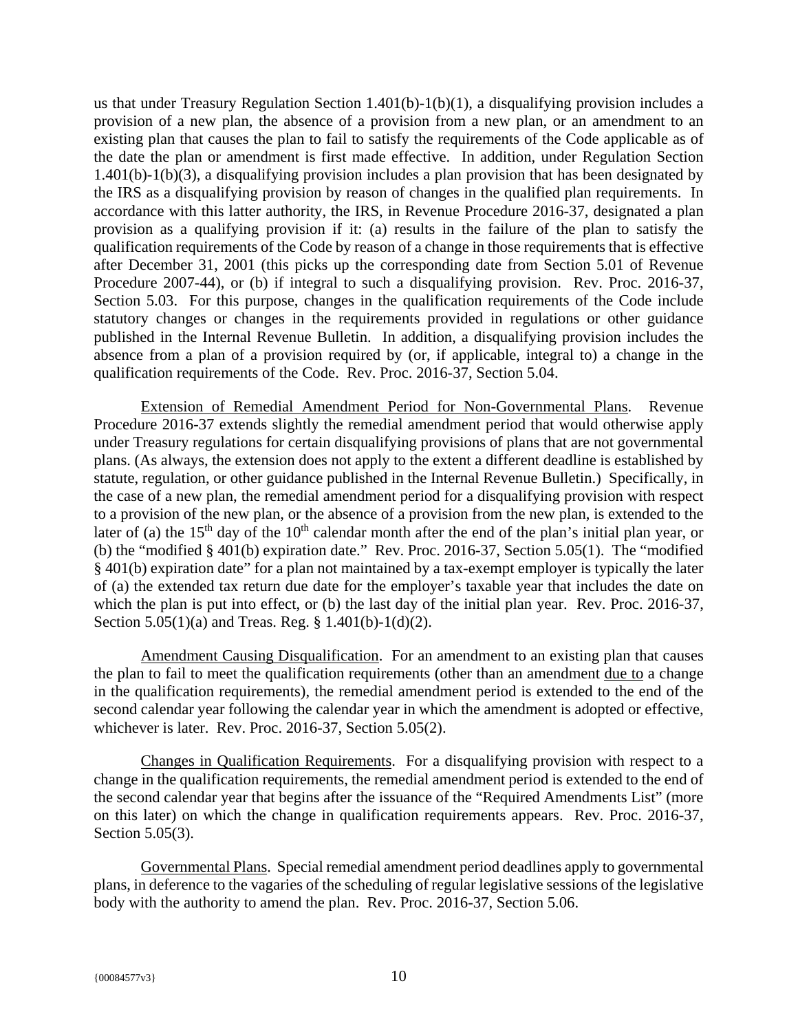us that under Treasury Regulation Section 1.401(b)-1(b)(1), a disqualifying provision includes a provision of a new plan, the absence of a provision from a new plan, or an amendment to an existing plan that causes the plan to fail to satisfy the requirements of the Code applicable as of the date the plan or amendment is first made effective. In addition, under Regulation Section 1.401(b)-1(b)(3), a disqualifying provision includes a plan provision that has been designated by the IRS as a disqualifying provision by reason of changes in the qualified plan requirements. In accordance with this latter authority, the IRS, in Revenue Procedure 2016-37, designated a plan provision as a qualifying provision if it: (a) results in the failure of the plan to satisfy the qualification requirements of the Code by reason of a change in those requirements that is effective after December 31, 2001 (this picks up the corresponding date from Section 5.01 of Revenue Procedure 2007-44), or (b) if integral to such a disqualifying provision. Rev. Proc. 2016-37, Section 5.03. For this purpose, changes in the qualification requirements of the Code include statutory changes or changes in the requirements provided in regulations or other guidance published in the Internal Revenue Bulletin. In addition, a disqualifying provision includes the absence from a plan of a provision required by (or, if applicable, integral to) a change in the qualification requirements of the Code. Rev. Proc. 2016-37, Section 5.04.

Extension of Remedial Amendment Period for Non-Governmental Plans. Revenue Procedure 2016-37 extends slightly the remedial amendment period that would otherwise apply under Treasury regulations for certain disqualifying provisions of plans that are not governmental plans. (As always, the extension does not apply to the extent a different deadline is established by statute, regulation, or other guidance published in the Internal Revenue Bulletin.) Specifically, in the case of a new plan, the remedial amendment period for a disqualifying provision with respect to a provision of the new plan, or the absence of a provision from the new plan, is extended to the later of (a) the 15th day of the 10th calendar month after the end of the plan's initial plan year, or (b) the "modified § 401(b) expiration date." Rev. Proc. 2016-37, Section 5.05(1). The "modified § 401(b) expiration date" for a plan not maintained by a tax-exempt employer is typically the later of (a) the extended tax return due date for the employer's taxable year that includes the date on which the plan is put into effect, or (b) the last day of the initial plan year. Rev. Proc. 2016-37, Section 5.05(1)(a) and Treas. Reg. § 1.401(b)-1(d)(2).

Amendment Causing Disqualification. For an amendment to an existing plan that causes the plan to fail to meet the qualification requirements (other than an amendment due to a change in the qualification requirements), the remedial amendment period is extended to the end of the second calendar year following the calendar year in which the amendment is adopted or effective, whichever is later. Rev. Proc. 2016-37, Section 5.05(2).

Changes in Qualification Requirements. For a disqualifying provision with respect to a change in the qualification requirements, the remedial amendment period is extended to the end of the second calendar year that begins after the issuance of the "Required Amendments List" (more on this later) on which the change in qualification requirements appears. Rev. Proc. 2016-37, Section 5.05(3).

Governmental Plans. Special remedial amendment period deadlines apply to governmental plans, in deference to the vagaries of the scheduling of regular legislative sessions of the legislative body with the authority to amend the plan. Rev. Proc. 2016-37, Section 5.06.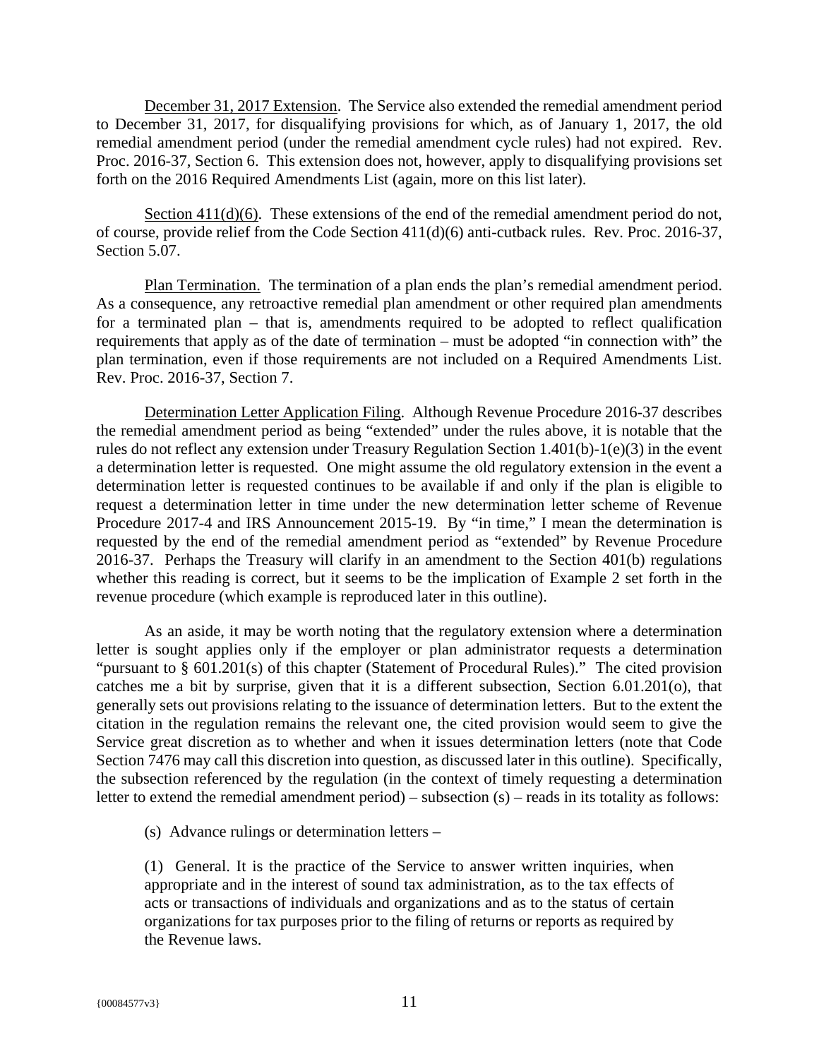December 31, 2017 Extension. The Service also extended the remedial amendment period to December 31, 2017, for disqualifying provisions for which, as of January 1, 2017, the old remedial amendment period (under the remedial amendment cycle rules) had not expired. Rev. Proc. 2016-37, Section 6. This extension does not, however, apply to disqualifying provisions set forth on the 2016 Required Amendments List (again, more on this list later).

Section 411(d)(6). These extensions of the end of the remedial amendment period do not, of course, provide relief from the Code Section 411(d)(6) anti-cutback rules. Rev. Proc. 2016-37, Section 5.07.

Plan Termination. The termination of a plan ends the plan's remedial amendment period. As a consequence, any retroactive remedial plan amendment or other required plan amendments for a terminated plan – that is, amendments required to be adopted to reflect qualification requirements that apply as of the date of termination – must be adopted "in connection with" the plan termination, even if those requirements are not included on a Required Amendments List. Rev. Proc. 2016-37, Section 7.

Determination Letter Application Filing. Although Revenue Procedure 2016-37 describes the remedial amendment period as being "extended" under the rules above, it is notable that the rules do not reflect any extension under Treasury Regulation Section 1.401(b)-1(e)(3) in the event a determination letter is requested. One might assume the old regulatory extension in the event a determination letter is requested continues to be available if and only if the plan is eligible to request a determination letter in time under the new determination letter scheme of Revenue Procedure 2017-4 and IRS Announcement 2015-19. By "in time," I mean the determination is requested by the end of the remedial amendment period as "extended" by Revenue Procedure 2016-37. Perhaps the Treasury will clarify in an amendment to the Section 401(b) regulations whether this reading is correct, but it seems to be the implication of Example 2 set forth in the revenue procedure (which example is reproduced later in this outline).

As an aside, it may be worth noting that the regulatory extension where a determination letter is sought applies only if the employer or plan administrator requests a determination "pursuant to § 601.201(s) of this chapter (Statement of Procedural Rules)." The cited provision catches me a bit by surprise, given that it is a different subsection, Section 6.01.201(o), that generally sets out provisions relating to the issuance of determination letters. But to the extent the citation in the regulation remains the relevant one, the cited provision would seem to give the Service great discretion as to whether and when it issues determination letters (note that Code Section 7476 may call this discretion into question, as discussed later in this outline). Specifically, the subsection referenced by the regulation (in the context of timely requesting a determination letter to extend the remedial amendment period) – subsection (s) – reads in its totality as follows:

> (s) Advance rulings or determination letters –
>
> (1) General. It is the practice of the Service to answer written inquiries, when appropriate and in the interest of sound tax administration, as to the tax effects of acts or transactions of individuals and organizations and as to the status of certain organizations for tax purposes prior to the filing of returns or reports as required by the Revenue laws.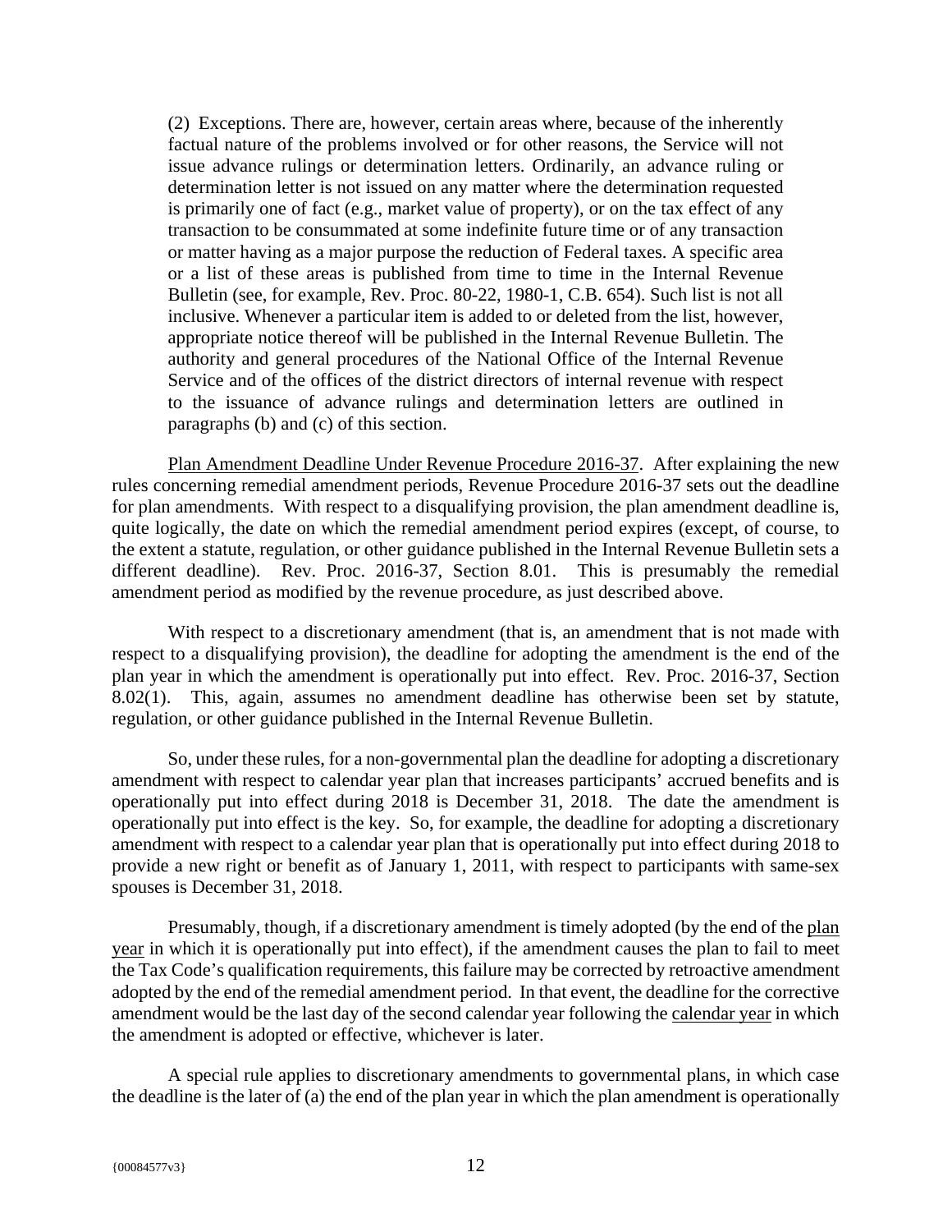> (2) Exceptions. There are, however, certain areas where, because of the inherently factual nature of the problems involved or for other reasons, the Service will not issue advance rulings or determination letters. Ordinarily, an advance ruling or determination letter is not issued on any matter where the determination requested is primarily one of fact (e.g., market value of property), or on the tax effect of any transaction to be consummated at some indefinite future time or of any transaction or matter having as a major purpose the reduction of Federal taxes. A specific area or a list of these areas is published from time to time in the Internal Revenue Bulletin (see, for example, Rev. Proc. 80-22, 1980-1, C.B. 654). Such list is not all inclusive. Whenever a particular item is added to or deleted from the list, however, appropriate notice thereof will be published in the Internal Revenue Bulletin. The authority and general procedures of the National Office of the Internal Revenue Service and of the offices of the district directors of internal revenue with respect to the issuance of advance rulings and determination letters are outlined in paragraphs (b) and (c) of this section.

Plan Amendment Deadline Under Revenue Procedure 2016-37. After explaining the new rules concerning remedial amendment periods, Revenue Procedure 2016-37 sets out the deadline for plan amendments. With respect to a disqualifying provision, the plan amendment deadline is, quite logically, the date on which the remedial amendment period expires (except, of course, to the extent a statute, regulation, or other guidance published in the Internal Revenue Bulletin sets a different deadline). Rev. Proc. 2016-37, Section 8.01. This is presumably the remedial amendment period as modified by the revenue procedure, as just described above.

With respect to a discretionary amendment (that is, an amendment that is not made with respect to a disqualifying provision), the deadline for adopting the amendment is the end of the plan year in which the amendment is operationally put into effect. Rev. Proc. 2016-37, Section 8.02(1). This, again, assumes no amendment deadline has otherwise been set by statute, regulation, or other guidance published in the Internal Revenue Bulletin.

So, under these rules, for a non-governmental plan the deadline for adopting a discretionary amendment with respect to calendar year plan that increases participants' accrued benefits and is operationally put into effect during 2018 is December 31, 2018. The date the amendment is operationally put into effect is the key. So, for example, the deadline for adopting a discretionary amendment with respect to a calendar year plan that is operationally put into effect during 2018 to provide a new right or benefit as of January 1, 2011, with respect to participants with same-sex spouses is December 31, 2018.

Presumably, though, if a discretionary amendment is timely adopted (by the end of the plan year in which it is operationally put into effect), if the amendment causes the plan to fail to meet the Tax Code's qualification requirements, this failure may be corrected by retroactive amendment adopted by the end of the remedial amendment period. In that event, the deadline for the corrective amendment would be the last day of the second calendar year following the calendar year in which the amendment is adopted or effective, whichever is later.

A special rule applies to discretionary amendments to governmental plans, in which case the deadline is the later of (a) the end of the plan year in which the plan amendment is operationally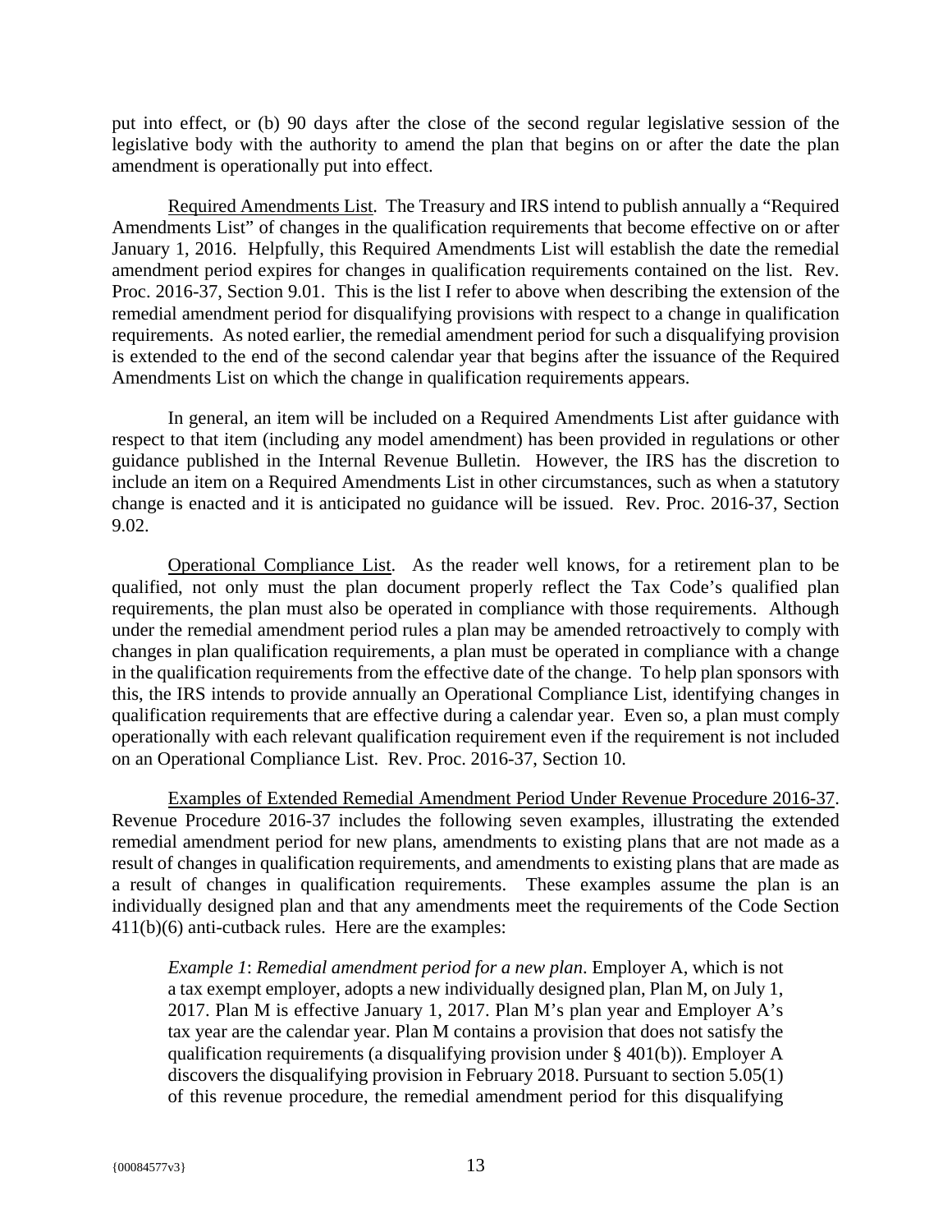put into effect, or (b) 90 days after the close of the second regular legislative session of the legislative body with the authority to amend the plan that begins on or after the date the plan amendment is operationally put into effect.

Required Amendments List. The Treasury and IRS intend to publish annually a "Required Amendments List" of changes in the qualification requirements that become effective on or after January 1, 2016. Helpfully, this Required Amendments List will establish the date the remedial amendment period expires for changes in qualification requirements contained on the list. Rev. Proc. 2016-37, Section 9.01. This is the list I refer to above when describing the extension of the remedial amendment period for disqualifying provisions with respect to a change in qualification requirements. As noted earlier, the remedial amendment period for such a disqualifying provision is extended to the end of the second calendar year that begins after the issuance of the Required Amendments List on which the change in qualification requirements appears.

In general, an item will be included on a Required Amendments List after guidance with respect to that item (including any model amendment) has been provided in regulations or other guidance published in the Internal Revenue Bulletin. However, the IRS has the discretion to include an item on a Required Amendments List in other circumstances, such as when a statutory change is enacted and it is anticipated no guidance will be issued. Rev. Proc. 2016-37, Section 9.02.

Operational Compliance List. As the reader well knows, for a retirement plan to be qualified, not only must the plan document properly reflect the Tax Code's qualified plan requirements, the plan must also be operated in compliance with those requirements. Although under the remedial amendment period rules a plan may be amended retroactively to comply with changes in plan qualification requirements, a plan must be operated in compliance with a change in the qualification requirements from the effective date of the change. To help plan sponsors with this, the IRS intends to provide annually an Operational Compliance List, identifying changes in qualification requirements that are effective during a calendar year. Even so, a plan must comply operationally with each relevant qualification requirement even if the requirement is not included on an Operational Compliance List. Rev. Proc. 2016-37, Section 10.

Examples of Extended Remedial Amendment Period Under Revenue Procedure 2016-37. Revenue Procedure 2016-37 includes the following seven examples, illustrating the extended remedial amendment period for new plans, amendments to existing plans that are not made as a result of changes in qualification requirements, and amendments to existing plans that are made as a result of changes in qualification requirements. These examples assume the plan is an individually designed plan and that any amendments meet the requirements of the Code Section 411(b)(6) anti-cutback rules. Here are the examples:

> *Example 1*: *Remedial amendment period for a new plan*. Employer A, which is not a tax exempt employer, adopts a new individually designed plan, Plan M, on July 1, 2017. Plan M is effective January 1, 2017. Plan M's plan year and Employer A's tax year are the calendar year. Plan M contains a provision that does not satisfy the qualification requirements (a disqualifying provision under § 401(b)). Employer A discovers the disqualifying provision in February 2018. Pursuant to section 5.05(1) of this revenue procedure, the remedial amendment period for this disqualifying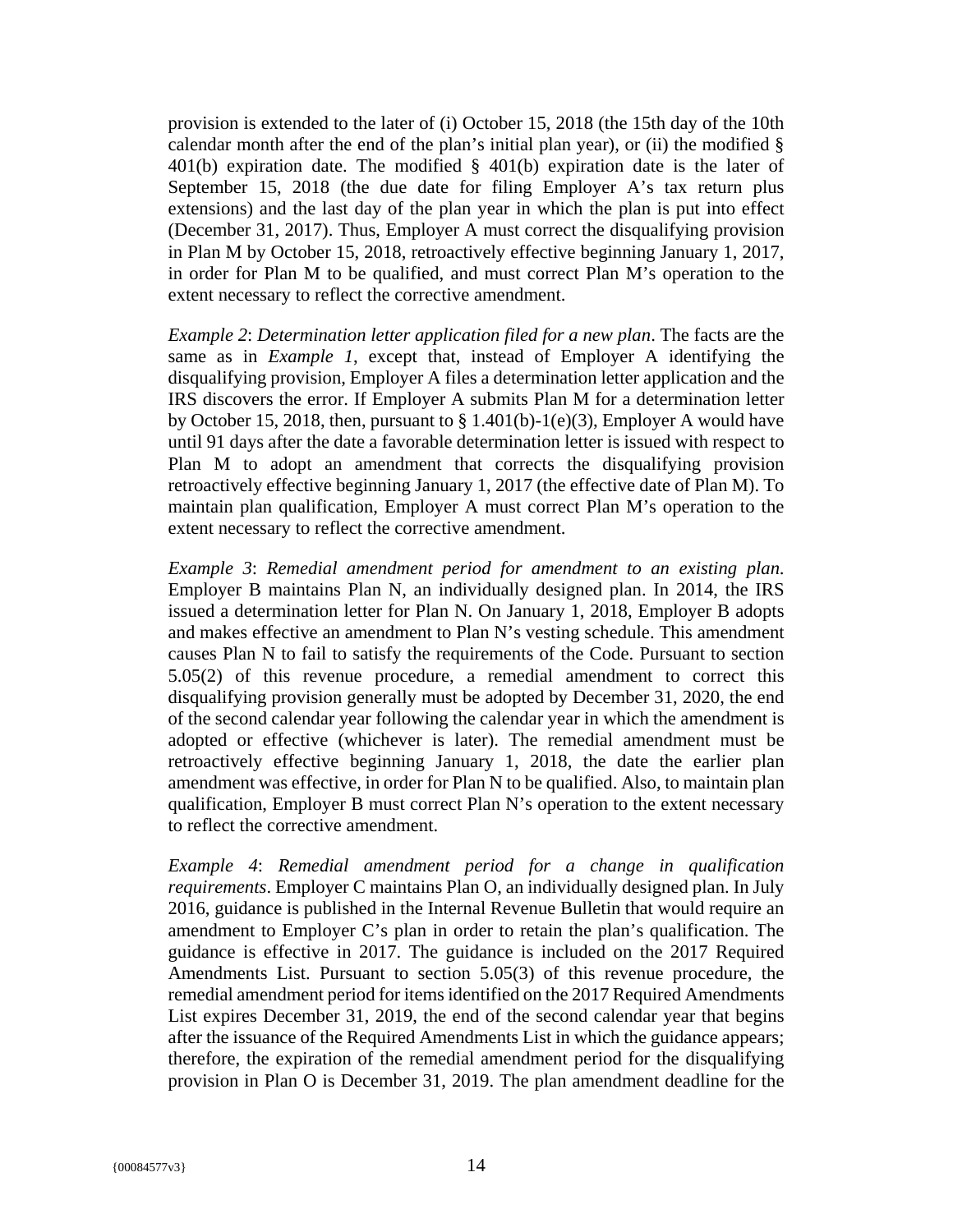provision is extended to the later of (i) October 15, 2018 (the 15th day of the 10th calendar month after the end of the plan's initial plan year), or (ii) the modified § 401(b) expiration date. The modified § 401(b) expiration date is the later of September 15, 2018 (the due date for filing Employer A's tax return plus extensions) and the last day of the plan year in which the plan is put into effect (December 31, 2017). Thus, Employer A must correct the disqualifying provision in Plan M by October 15, 2018, retroactively effective beginning January 1, 2017, in order for Plan M to be qualified, and must correct Plan M's operation to the extent necessary to reflect the corrective amendment.

*Example 2*: *Determination letter application filed for a new plan*. The facts are the same as in *Example 1*, except that, instead of Employer A identifying the disqualifying provision, Employer A files a determination letter application and the IRS discovers the error. If Employer A submits Plan M for a determination letter by October 15, 2018, then, pursuant to § 1.401(b)-1(e)(3), Employer A would have until 91 days after the date a favorable determination letter is issued with respect to Plan M to adopt an amendment that corrects the disqualifying provision retroactively effective beginning January 1, 2017 (the effective date of Plan M). To maintain plan qualification, Employer A must correct Plan M's operation to the extent necessary to reflect the corrective amendment.

*Example 3*: *Remedial amendment period for amendment to an existing plan*. Employer B maintains Plan N, an individually designed plan. In 2014, the IRS issued a determination letter for Plan N. On January 1, 2018, Employer B adopts and makes effective an amendment to Plan N's vesting schedule. This amendment causes Plan N to fail to satisfy the requirements of the Code. Pursuant to section 5.05(2) of this revenue procedure, a remedial amendment to correct this disqualifying provision generally must be adopted by December 31, 2020, the end of the second calendar year following the calendar year in which the amendment is adopted or effective (whichever is later). The remedial amendment must be retroactively effective beginning January 1, 2018, the date the earlier plan amendment was effective, in order for Plan N to be qualified. Also, to maintain plan qualification, Employer B must correct Plan N's operation to the extent necessary to reflect the corrective amendment.

*Example 4*: *Remedial amendment period for a change in qualification requirements*. Employer C maintains Plan O, an individually designed plan. In July 2016, guidance is published in the Internal Revenue Bulletin that would require an amendment to Employer C's plan in order to retain the plan's qualification. The guidance is effective in 2017. The guidance is included on the 2017 Required Amendments List. Pursuant to section 5.05(3) of this revenue procedure, the remedial amendment period for items identified on the 2017 Required Amendments List expires December 31, 2019, the end of the second calendar year that begins after the issuance of the Required Amendments List in which the guidance appears; therefore, the expiration of the remedial amendment period for the disqualifying provision in Plan O is December 31, 2019. The plan amendment deadline for the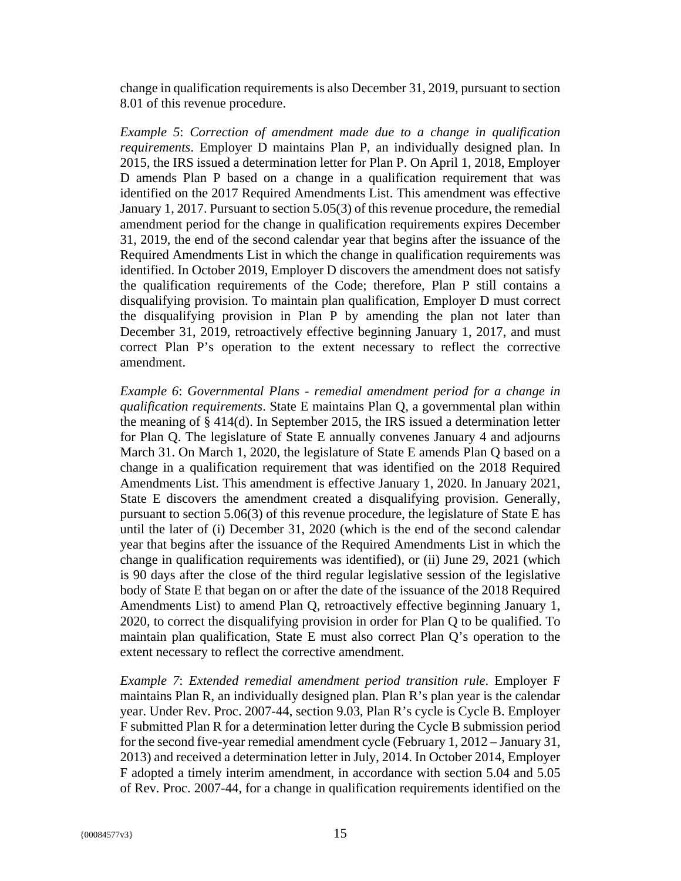change in qualification requirements is also December 31, 2019, pursuant to section 8.01 of this revenue procedure.

*Example 5*: *Correction of amendment made due to a change in qualification requirements*. Employer D maintains Plan P, an individually designed plan. In 2015, the IRS issued a determination letter for Plan P. On April 1, 2018, Employer D amends Plan P based on a change in a qualification requirement that was identified on the 2017 Required Amendments List. This amendment was effective January 1, 2017. Pursuant to section 5.05(3) of this revenue procedure, the remedial amendment period for the change in qualification requirements expires December 31, 2019, the end of the second calendar year that begins after the issuance of the Required Amendments List in which the change in qualification requirements was identified. In October 2019, Employer D discovers the amendment does not satisfy the qualification requirements of the Code; therefore, Plan P still contains a disqualifying provision. To maintain plan qualification, Employer D must correct the disqualifying provision in Plan P by amending the plan not later than December 31, 2019, retroactively effective beginning January 1, 2017, and must correct Plan P's operation to the extent necessary to reflect the corrective amendment.

*Example 6*: *Governmental Plans - remedial amendment period for a change in qualification requirements*. State E maintains Plan Q, a governmental plan within the meaning of § 414(d). In September 2015, the IRS issued a determination letter for Plan Q. The legislature of State E annually convenes January 4 and adjourns March 31. On March 1, 2020, the legislature of State E amends Plan Q based on a change in a qualification requirement that was identified on the 2018 Required Amendments List. This amendment is effective January 1, 2020. In January 2021, State E discovers the amendment created a disqualifying provision. Generally, pursuant to section 5.06(3) of this revenue procedure, the legislature of State E has until the later of (i) December 31, 2020 (which is the end of the second calendar year that begins after the issuance of the Required Amendments List in which the change in qualification requirements was identified), or (ii) June 29, 2021 (which is 90 days after the close of the third regular legislative session of the legislative body of State E that began on or after the date of the issuance of the 2018 Required Amendments List) to amend Plan Q, retroactively effective beginning January 1, 2020, to correct the disqualifying provision in order for Plan Q to be qualified. To maintain plan qualification, State E must also correct Plan Q's operation to the extent necessary to reflect the corrective amendment.

*Example 7*: *Extended remedial amendment period transition rule*. Employer F maintains Plan R, an individually designed plan. Plan R's plan year is the calendar year. Under Rev. Proc. 2007-44, section 9.03, Plan R's cycle is Cycle B. Employer F submitted Plan R for a determination letter during the Cycle B submission period for the second five-year remedial amendment cycle (February 1, 2012 – January 31, 2013) and received a determination letter in July, 2014. In October 2014, Employer F adopted a timely interim amendment, in accordance with section 5.04 and 5.05 of Rev. Proc. 2007-44, for a change in qualification requirements identified on the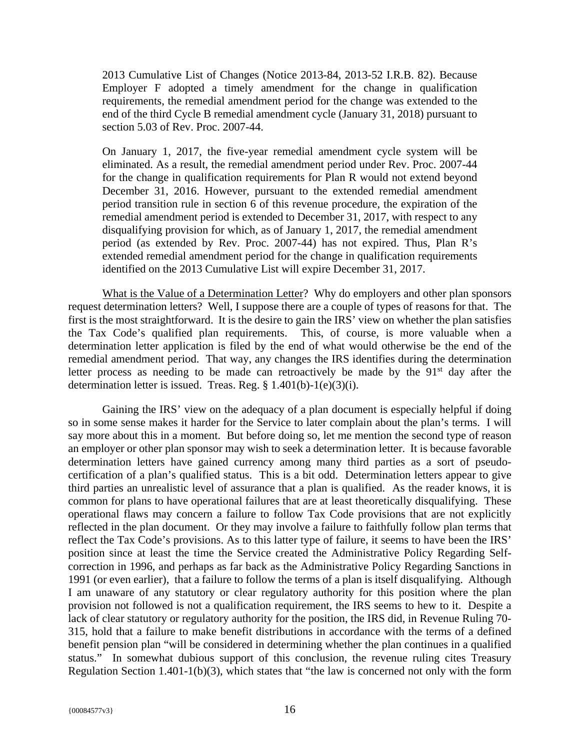> 2013 Cumulative List of Changes (Notice 2013-84, 2013-52 I.R.B. 82). Because Employer F adopted a timely amendment for the change in qualification requirements, the remedial amendment period for the change was extended to the end of the third Cycle B remedial amendment cycle (January 31, 2018) pursuant to section 5.03 of Rev. Proc. 2007-44.
>
> On January 1, 2017, the five-year remedial amendment cycle system will be eliminated. As a result, the remedial amendment period under Rev. Proc. 2007-44 for the change in qualification requirements for Plan R would not extend beyond December 31, 2016. However, pursuant to the extended remedial amendment period transition rule in section 6 of this revenue procedure, the expiration of the remedial amendment period is extended to December 31, 2017, with respect to any disqualifying provision for which, as of January 1, 2017, the remedial amendment period (as extended by Rev. Proc. 2007-44) has not expired. Thus, Plan R's extended remedial amendment period for the change in qualification requirements identified on the 2013 Cumulative List will expire December 31, 2017.

<u>What is the Value of a Determination Letter</u>? Why do employers and other plan sponsors request determination letters? Well, I suppose there are a couple of types of reasons for that. The first is the most straightforward. It is the desire to gain the IRS' view on whether the plan satisfies the Tax Code's qualified plan requirements. This, of course, is more valuable when a determination letter application is filed by the end of what would otherwise be the end of the remedial amendment period. That way, any changes the IRS identifies during the determination letter process as needing to be made can retroactively be made by the 91st day after the determination letter is issued. Treas. Reg. § 1.401(b)-1(e)(3)(i).

Gaining the IRS' view on the adequacy of a plan document is especially helpful if doing so in some sense makes it harder for the Service to later complain about the plan's terms. I will say more about this in a moment. But before doing so, let me mention the second type of reason an employer or other plan sponsor may wish to seek a determination letter. It is because favorable determination letters have gained currency among many third parties as a sort of pseudo-certification of a plan's qualified status. This is a bit odd. Determination letters appear to give third parties an unrealistic level of assurance that a plan is qualified. As the reader knows, it is common for plans to have operational failures that are at least theoretically disqualifying. These operational flaws may concern a failure to follow Tax Code provisions that are not explicitly reflected in the plan document. Or they may involve a failure to faithfully follow plan terms that reflect the Tax Code's provisions. As to this latter type of failure, it seems to have been the IRS' position since at least the time the Service created the Administrative Policy Regarding Self-correction in 1996, and perhaps as far back as the Administrative Policy Regarding Sanctions in 1991 (or even earlier), that a failure to follow the terms of a plan is itself disqualifying. Although I am unaware of any statutory or clear regulatory authority for this position where the plan provision not followed is not a qualification requirement, the IRS seems to hew to it. Despite a lack of clear statutory or regulatory authority for the position, the IRS did, in Revenue Ruling 70-315, hold that a failure to make benefit distributions in accordance with the terms of a defined benefit pension plan "will be considered in determining whether the plan continues in a qualified status." In somewhat dubious support of this conclusion, the revenue ruling cites Treasury Regulation Section 1.401-1(b)(3), which states that "the law is concerned not only with the form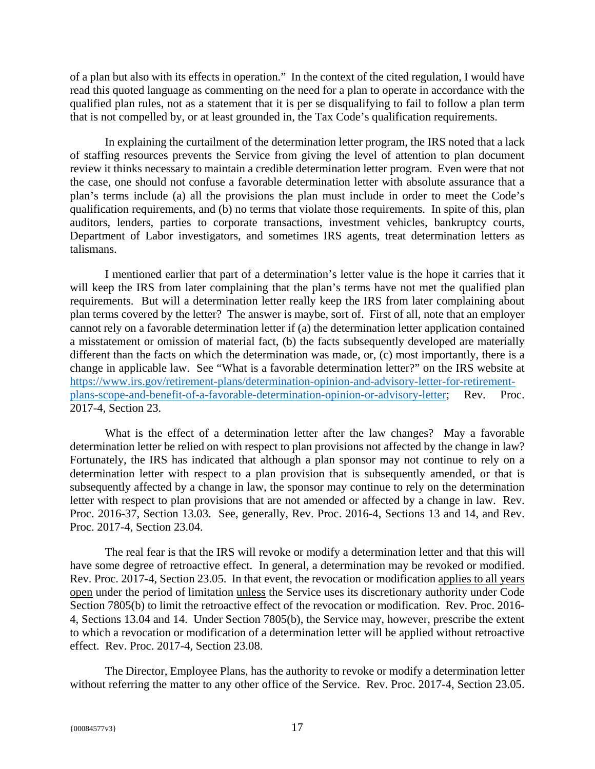of a plan but also with its effects in operation." In the context of the cited regulation, I would have read this quoted language as commenting on the need for a plan to operate in accordance with the qualified plan rules, not as a statement that it is per se disqualifying to fail to follow a plan term that is not compelled by, or at least grounded in, the Tax Code's qualification requirements.

In explaining the curtailment of the determination letter program, the IRS noted that a lack of staffing resources prevents the Service from giving the level of attention to plan document review it thinks necessary to maintain a credible determination letter program. Even were that not the case, one should not confuse a favorable determination letter with absolute assurance that a plan's terms include (a) all the provisions the plan must include in order to meet the Code's qualification requirements, and (b) no terms that violate those requirements. In spite of this, plan auditors, lenders, parties to corporate transactions, investment vehicles, bankruptcy courts, Department of Labor investigators, and sometimes IRS agents, treat determination letters as talismans.

I mentioned earlier that part of a determination's letter value is the hope it carries that it will keep the IRS from later complaining that the plan's terms have not met the qualified plan requirements. But will a determination letter really keep the IRS from later complaining about plan terms covered by the letter? The answer is maybe, sort of. First of all, note that an employer cannot rely on a favorable determination letter if (a) the determination letter application contained a misstatement or omission of material fact, (b) the facts subsequently developed are materially different than the facts on which the determination was made, or, (c) most importantly, there is a change in applicable law. See "What is a favorable determination letter?" on the IRS website at [https://www.irs.gov/retirement-plans/determination-opinion-and-advisory-letter-for-retirement-plans-scope-and-benefit-of-a-favorable-determination-opinion-or-advisory-letter](https://www.irs.gov/retirement-plans/determination-opinion-and-advisory-letter-for-retirement-plans-scope-and-benefit-of-a-favorable-determination-opinion-or-advisory-letter); Rev. Proc. 2017-4, Section 23.

What is the effect of a determination letter after the law changes? May a favorable determination letter be relied on with respect to plan provisions not affected by the change in law? Fortunately, the IRS has indicated that although a plan sponsor may not continue to rely on a determination letter with respect to a plan provision that is subsequently amended, or that is subsequently affected by a change in law, the sponsor may continue to rely on the determination letter with respect to plan provisions that are not amended or affected by a change in law. Rev. Proc. 2016-37, Section 13.03. See, generally, Rev. Proc. 2016-4, Sections 13 and 14, and Rev. Proc. 2017-4, Section 23.04.

The real fear is that the IRS will revoke or modify a determination letter and that this will have some degree of retroactive effect. In general, a determination may be revoked or modified. Rev. Proc. 2017-4, Section 23.05. In that event, the revocation or modification <u>applies to all years open</u> under the period of limitation <u>unless</u> the Service uses its discretionary authority under Code Section 7805(b) to limit the retroactive effect of the revocation or modification. Rev. Proc. 2016-4, Sections 13.04 and 14. Under Section 7805(b), the Service may, however, prescribe the extent to which a revocation or modification of a determination letter will be applied without retroactive effect. Rev. Proc. 2017-4, Section 23.08.

The Director, Employee Plans, has the authority to revoke or modify a determination letter without referring the matter to any other office of the Service. Rev. Proc. 2017-4, Section 23.05.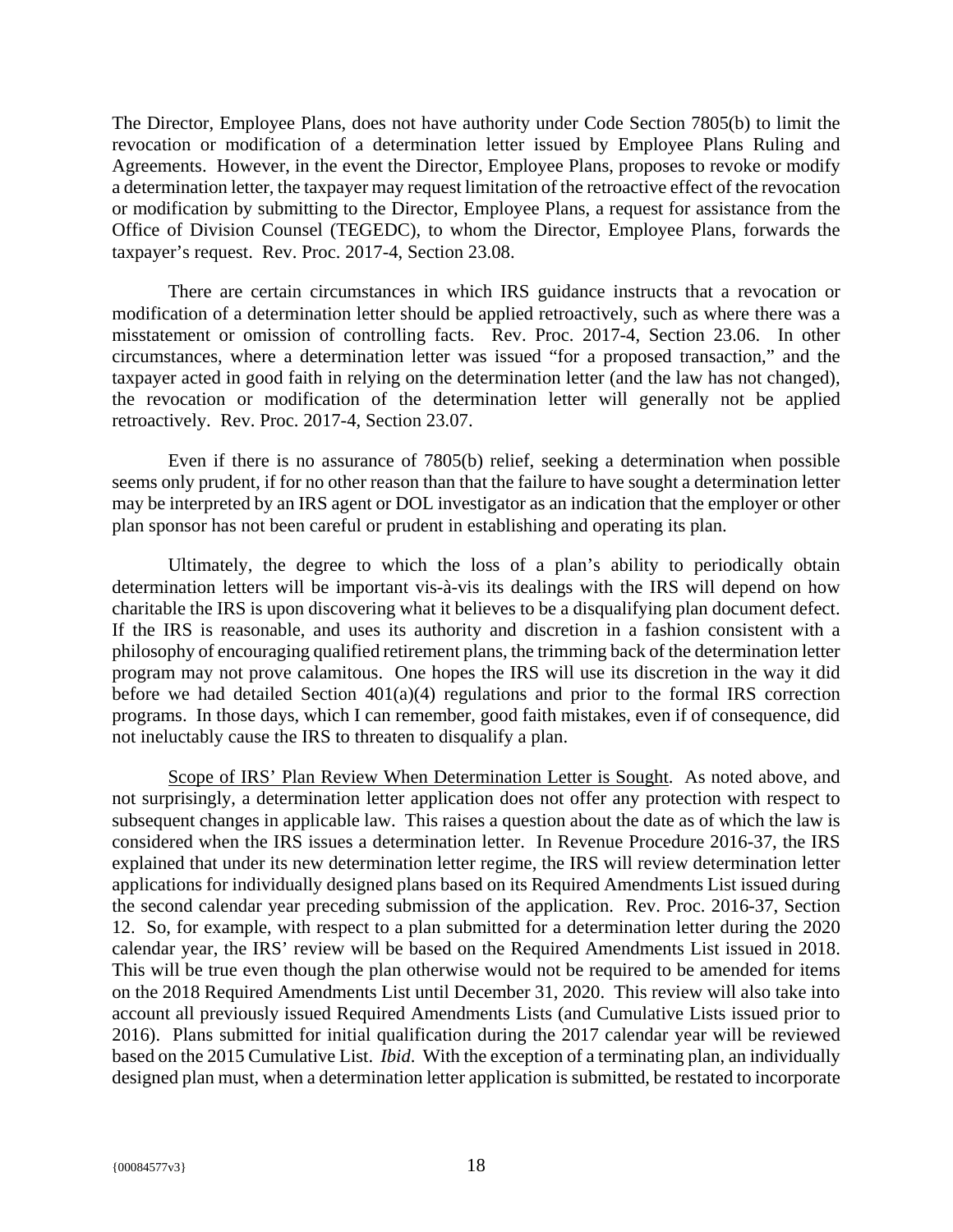The Director, Employee Plans, does not have authority under Code Section 7805(b) to limit the revocation or modification of a determination letter issued by Employee Plans Ruling and Agreements. However, in the event the Director, Employee Plans, proposes to revoke or modify a determination letter, the taxpayer may request limitation of the retroactive effect of the revocation or modification by submitting to the Director, Employee Plans, a request for assistance from the Office of Division Counsel (TEGEDC), to whom the Director, Employee Plans, forwards the taxpayer's request. Rev. Proc. 2017-4, Section 23.08.

There are certain circumstances in which IRS guidance instructs that a revocation or modification of a determination letter should be applied retroactively, such as where there was a misstatement or omission of controlling facts. Rev. Proc. 2017-4, Section 23.06. In other circumstances, where a determination letter was issued "for a proposed transaction," and the taxpayer acted in good faith in relying on the determination letter (and the law has not changed), the revocation or modification of the determination letter will generally not be applied retroactively. Rev. Proc. 2017-4, Section 23.07.

Even if there is no assurance of 7805(b) relief, seeking a determination when possible seems only prudent, if for no other reason than that the failure to have sought a determination letter may be interpreted by an IRS agent or DOL investigator as an indication that the employer or other plan sponsor has not been careful or prudent in establishing and operating its plan.

Ultimately, the degree to which the loss of a plan's ability to periodically obtain determination letters will be important vis-à-vis its dealings with the IRS will depend on how charitable the IRS is upon discovering what it believes to be a disqualifying plan document defect. If the IRS is reasonable, and uses its authority and discretion in a fashion consistent with a philosophy of encouraging qualified retirement plans, the trimming back of the determination letter program may not prove calamitous. One hopes the IRS will use its discretion in the way it did before we had detailed Section 401(a)(4) regulations and prior to the formal IRS correction programs. In those days, which I can remember, good faith mistakes, even if of consequence, did not ineluctably cause the IRS to threaten to disqualify a plan.

Scope of IRS' Plan Review When Determination Letter is Sought. As noted above, and not surprisingly, a determination letter application does not offer any protection with respect to subsequent changes in applicable law. This raises a question about the date as of which the law is considered when the IRS issues a determination letter. In Revenue Procedure 2016-37, the IRS explained that under its new determination letter regime, the IRS will review determination letter applications for individually designed plans based on its Required Amendments List issued during the second calendar year preceding submission of the application. Rev. Proc. 2016-37, Section 12. So, for example, with respect to a plan submitted for a determination letter during the 2020 calendar year, the IRS' review will be based on the Required Amendments List issued in 2018. This will be true even though the plan otherwise would not be required to be amended for items on the 2018 Required Amendments List until December 31, 2020. This review will also take into account all previously issued Required Amendments Lists (and Cumulative Lists issued prior to 2016). Plans submitted for initial qualification during the 2017 calendar year will be reviewed based on the 2015 Cumulative List. *Ibid*. With the exception of a terminating plan, an individually designed plan must, when a determination letter application is submitted, be restated to incorporate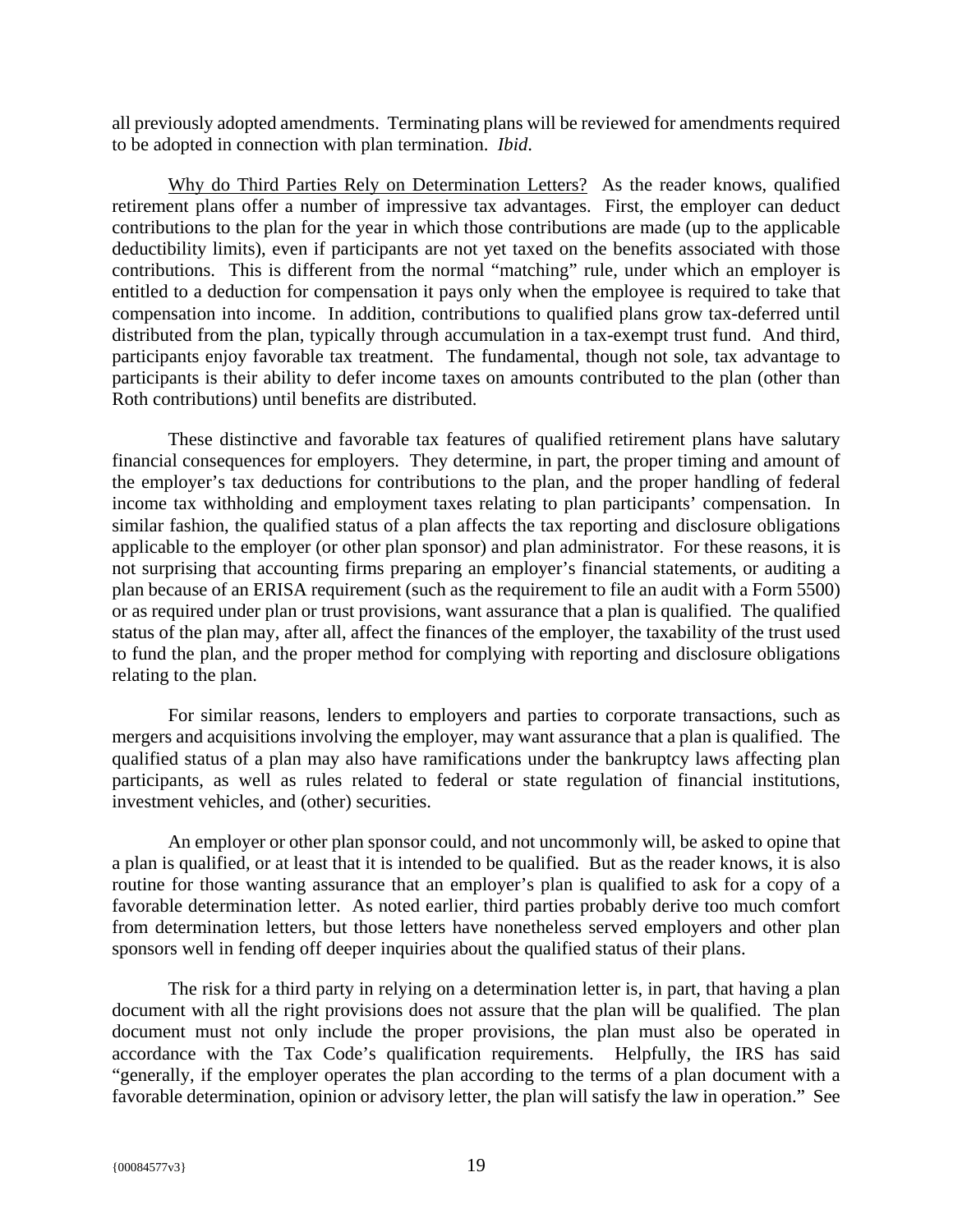all previously adopted amendments. Terminating plans will be reviewed for amendments required to be adopted in connection with plan termination. *Ibid.*

Why do Third Parties Rely on Determination Letters? As the reader knows, qualified retirement plans offer a number of impressive tax advantages. First, the employer can deduct contributions to the plan for the year in which those contributions are made (up to the applicable deductibility limits), even if participants are not yet taxed on the benefits associated with those contributions. This is different from the normal "matching" rule, under which an employer is entitled to a deduction for compensation it pays only when the employee is required to take that compensation into income. In addition, contributions to qualified plans grow tax-deferred until distributed from the plan, typically through accumulation in a tax-exempt trust fund. And third, participants enjoy favorable tax treatment. The fundamental, though not sole, tax advantage to participants is their ability to defer income taxes on amounts contributed to the plan (other than Roth contributions) until benefits are distributed.

These distinctive and favorable tax features of qualified retirement plans have salutary financial consequences for employers. They determine, in part, the proper timing and amount of the employer's tax deductions for contributions to the plan, and the proper handling of federal income tax withholding and employment taxes relating to plan participants' compensation. In similar fashion, the qualified status of a plan affects the tax reporting and disclosure obligations applicable to the employer (or other plan sponsor) and plan administrator. For these reasons, it is not surprising that accounting firms preparing an employer's financial statements, or auditing a plan because of an ERISA requirement (such as the requirement to file an audit with a Form 5500) or as required under plan or trust provisions, want assurance that a plan is qualified. The qualified status of the plan may, after all, affect the finances of the employer, the taxability of the trust used to fund the plan, and the proper method for complying with reporting and disclosure obligations relating to the plan.

For similar reasons, lenders to employers and parties to corporate transactions, such as mergers and acquisitions involving the employer, may want assurance that a plan is qualified. The qualified status of a plan may also have ramifications under the bankruptcy laws affecting plan participants, as well as rules related to federal or state regulation of financial institutions, investment vehicles, and (other) securities.

An employer or other plan sponsor could, and not uncommonly will, be asked to opine that a plan is qualified, or at least that it is intended to be qualified. But as the reader knows, it is also routine for those wanting assurance that an employer's plan is qualified to ask for a copy of a favorable determination letter. As noted earlier, third parties probably derive too much comfort from determination letters, but those letters have nonetheless served employers and other plan sponsors well in fending off deeper inquiries about the qualified status of their plans.

The risk for a third party in relying on a determination letter is, in part, that having a plan document with all the right provisions does not assure that the plan will be qualified. The plan document must not only include the proper provisions, the plan must also be operated in accordance with the Tax Code's qualification requirements. Helpfully, the IRS has said "generally, if the employer operates the plan according to the terms of a plan document with a favorable determination, opinion or advisory letter, the plan will satisfy the law in operation." See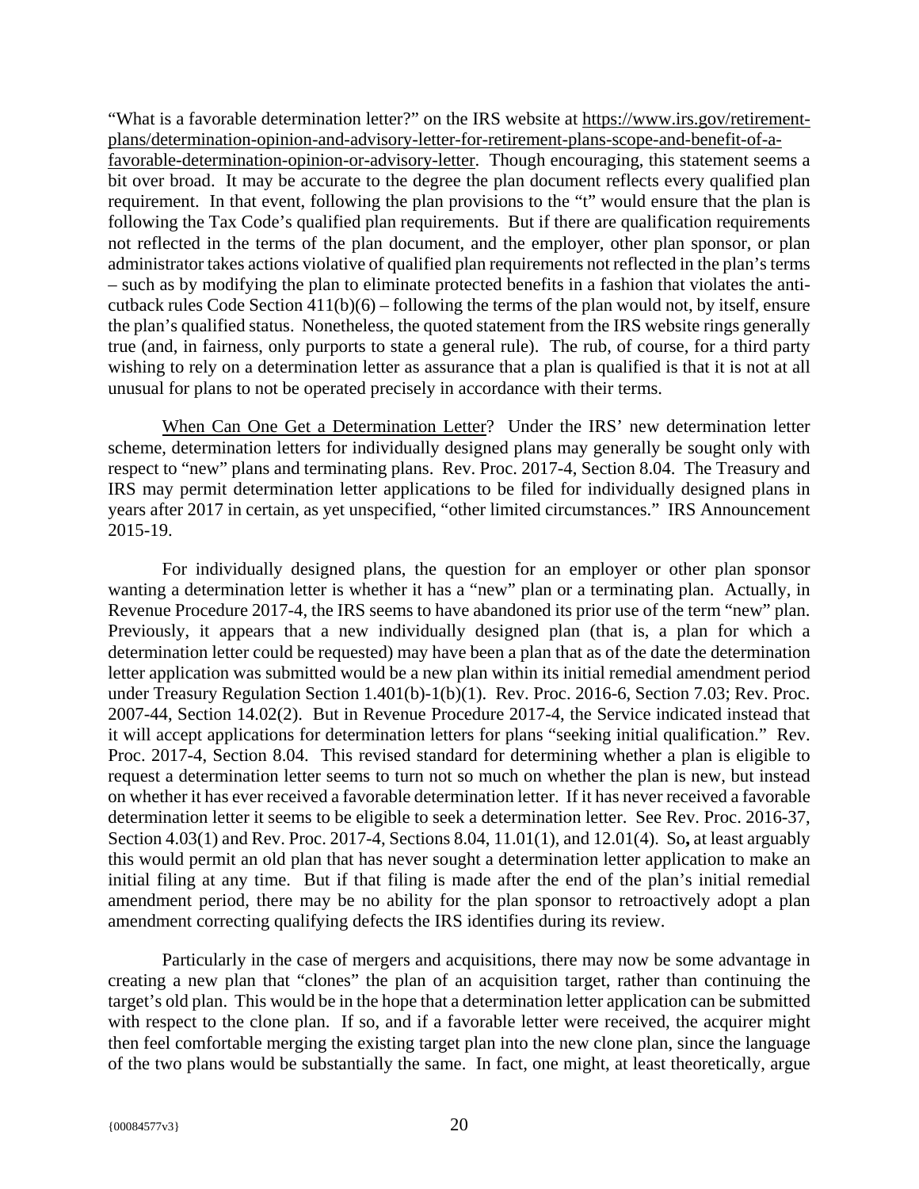"What is a favorable determination letter?" on the IRS website at https://www.irs.gov/retirement-plans/determination-opinion-and-advisory-letter-for-retirement-plans-scope-and-benefit-of-a-favorable-determination-opinion-or-advisory-letter. Though encouraging, this statement seems a bit over broad. It may be accurate to the degree the plan document reflects every qualified plan requirement. In that event, following the plan provisions to the "t" would ensure that the plan is following the Tax Code's qualified plan requirements. But if there are qualification requirements not reflected in the terms of the plan document, and the employer, other plan sponsor, or plan administrator takes actions violative of qualified plan requirements not reflected in the plan's terms – such as by modifying the plan to eliminate protected benefits in a fashion that violates the anti-cutback rules Code Section 411(b)(6) – following the terms of the plan would not, by itself, ensure the plan's qualified status. Nonetheless, the quoted statement from the IRS website rings generally true (and, in fairness, only purports to state a general rule). The rub, of course, for a third party wishing to rely on a determination letter as assurance that a plan is qualified is that it is not at all unusual for plans to not be operated precisely in accordance with their terms.

When Can One Get a Determination Letter? Under the IRS' new determination letter scheme, determination letters for individually designed plans may generally be sought only with respect to "new" plans and terminating plans. Rev. Proc. 2017-4, Section 8.04. The Treasury and IRS may permit determination letter applications to be filed for individually designed plans in years after 2017 in certain, as yet unspecified, "other limited circumstances." IRS Announcement 2015-19.

For individually designed plans, the question for an employer or other plan sponsor wanting a determination letter is whether it has a "new" plan or a terminating plan. Actually, in Revenue Procedure 2017-4, the IRS seems to have abandoned its prior use of the term "new" plan. Previously, it appears that a new individually designed plan (that is, a plan for which a determination letter could be requested) may have been a plan that as of the date the determination letter application was submitted would be a new plan within its initial remedial amendment period under Treasury Regulation Section 1.401(b)-1(b)(1). Rev. Proc. 2016-6, Section 7.03; Rev. Proc. 2007-44, Section 14.02(2). But in Revenue Procedure 2017-4, the Service indicated instead that it will accept applications for determination letters for plans "seeking initial qualification." Rev. Proc. 2017-4, Section 8.04. This revised standard for determining whether a plan is eligible to request a determination letter seems to turn not so much on whether the plan is new, but instead on whether it has ever received a favorable determination letter. If it has never received a favorable determination letter it seems to be eligible to seek a determination letter. See Rev. Proc. 2016-37, Section 4.03(1) and Rev. Proc. 2017-4, Sections 8.04, 11.01(1), and 12.01(4). So**,** at least arguably this would permit an old plan that has never sought a determination letter application to make an initial filing at any time. But if that filing is made after the end of the plan's initial remedial amendment period, there may be no ability for the plan sponsor to retroactively adopt a plan amendment correcting qualifying defects the IRS identifies during its review.

Particularly in the case of mergers and acquisitions, there may now be some advantage in creating a new plan that "clones" the plan of an acquisition target, rather than continuing the target's old plan. This would be in the hope that a determination letter application can be submitted with respect to the clone plan. If so, and if a favorable letter were received, the acquirer might then feel comfortable merging the existing target plan into the new clone plan, since the language of the two plans would be substantially the same. In fact, one might, at least theoretically, argue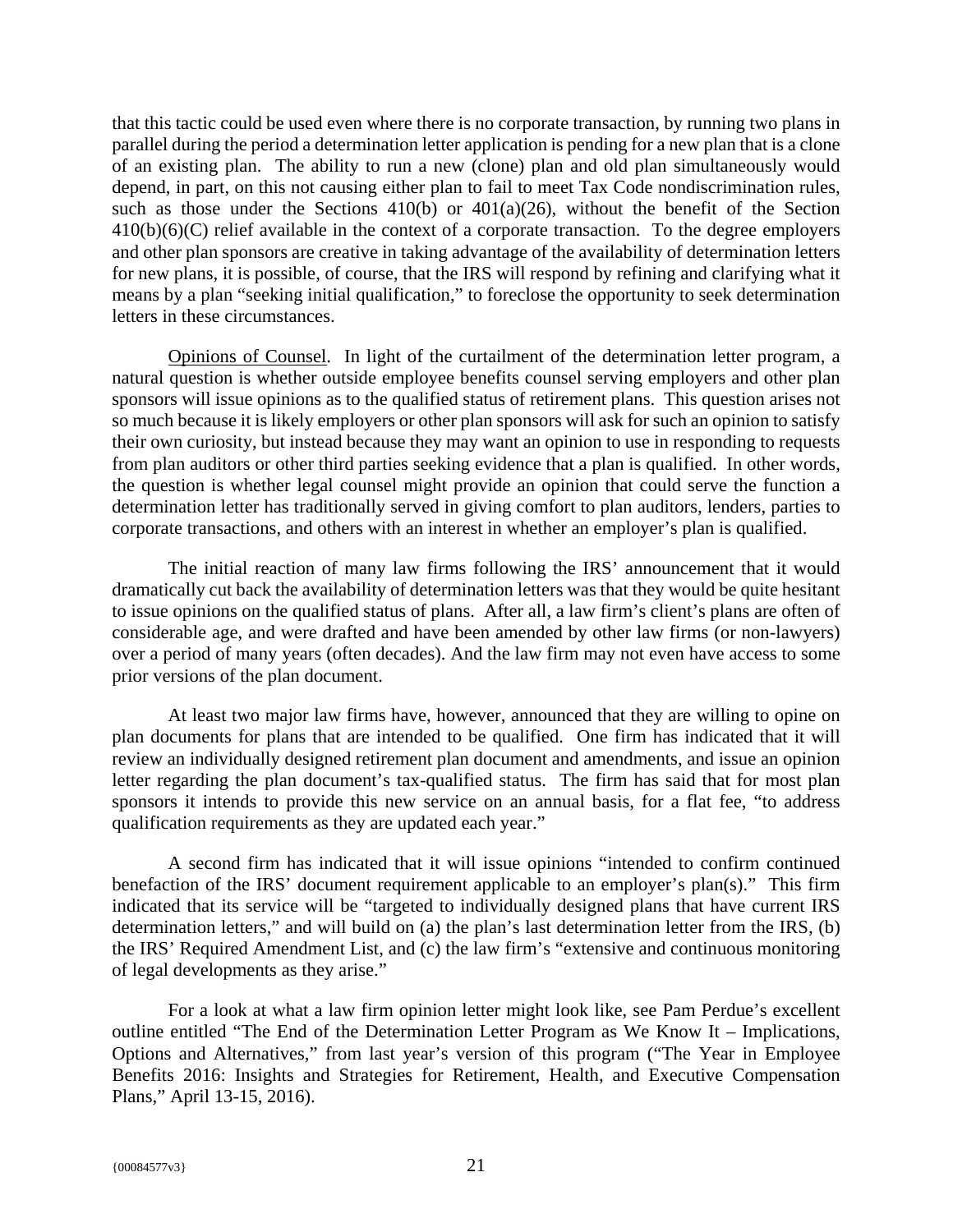that this tactic could be used even where there is no corporate transaction, by running two plans in parallel during the period a determination letter application is pending for a new plan that is a clone of an existing plan. The ability to run a new (clone) plan and old plan simultaneously would depend, in part, on this not causing either plan to fail to meet Tax Code nondiscrimination rules, such as those under the Sections 410(b) or 401(a)(26), without the benefit of the Section 410(b)(6)(C) relief available in the context of a corporate transaction. To the degree employers and other plan sponsors are creative in taking advantage of the availability of determination letters for new plans, it is possible, of course, that the IRS will respond by refining and clarifying what it means by a plan "seeking initial qualification," to foreclose the opportunity to seek determination letters in these circumstances.

Opinions of Counsel. In light of the curtailment of the determination letter program, a natural question is whether outside employee benefits counsel serving employers and other plan sponsors will issue opinions as to the qualified status of retirement plans. This question arises not so much because it is likely employers or other plan sponsors will ask for such an opinion to satisfy their own curiosity, but instead because they may want an opinion to use in responding to requests from plan auditors or other third parties seeking evidence that a plan is qualified. In other words, the question is whether legal counsel might provide an opinion that could serve the function a determination letter has traditionally served in giving comfort to plan auditors, lenders, parties to corporate transactions, and others with an interest in whether an employer's plan is qualified.

The initial reaction of many law firms following the IRS' announcement that it would dramatically cut back the availability of determination letters was that they would be quite hesitant to issue opinions on the qualified status of plans. After all, a law firm's client's plans are often of considerable age, and were drafted and have been amended by other law firms (or non-lawyers) over a period of many years (often decades). And the law firm may not even have access to some prior versions of the plan document.

At least two major law firms have, however, announced that they are willing to opine on plan documents for plans that are intended to be qualified. One firm has indicated that it will review an individually designed retirement plan document and amendments, and issue an opinion letter regarding the plan document's tax-qualified status. The firm has said that for most plan sponsors it intends to provide this new service on an annual basis, for a flat fee, "to address qualification requirements as they are updated each year."

A second firm has indicated that it will issue opinions "intended to confirm continued benefaction of the IRS' document requirement applicable to an employer's plan(s)." This firm indicated that its service will be "targeted to individually designed plans that have current IRS determination letters," and will build on (a) the plan's last determination letter from the IRS, (b) the IRS' Required Amendment List, and (c) the law firm's "extensive and continuous monitoring of legal developments as they arise."

For a look at what a law firm opinion letter might look like, see Pam Perdue's excellent outline entitled "The End of the Determination Letter Program as We Know It – Implications, Options and Alternatives," from last year's version of this program ("The Year in Employee Benefits 2016: Insights and Strategies for Retirement, Health, and Executive Compensation Plans," April 13-15, 2016).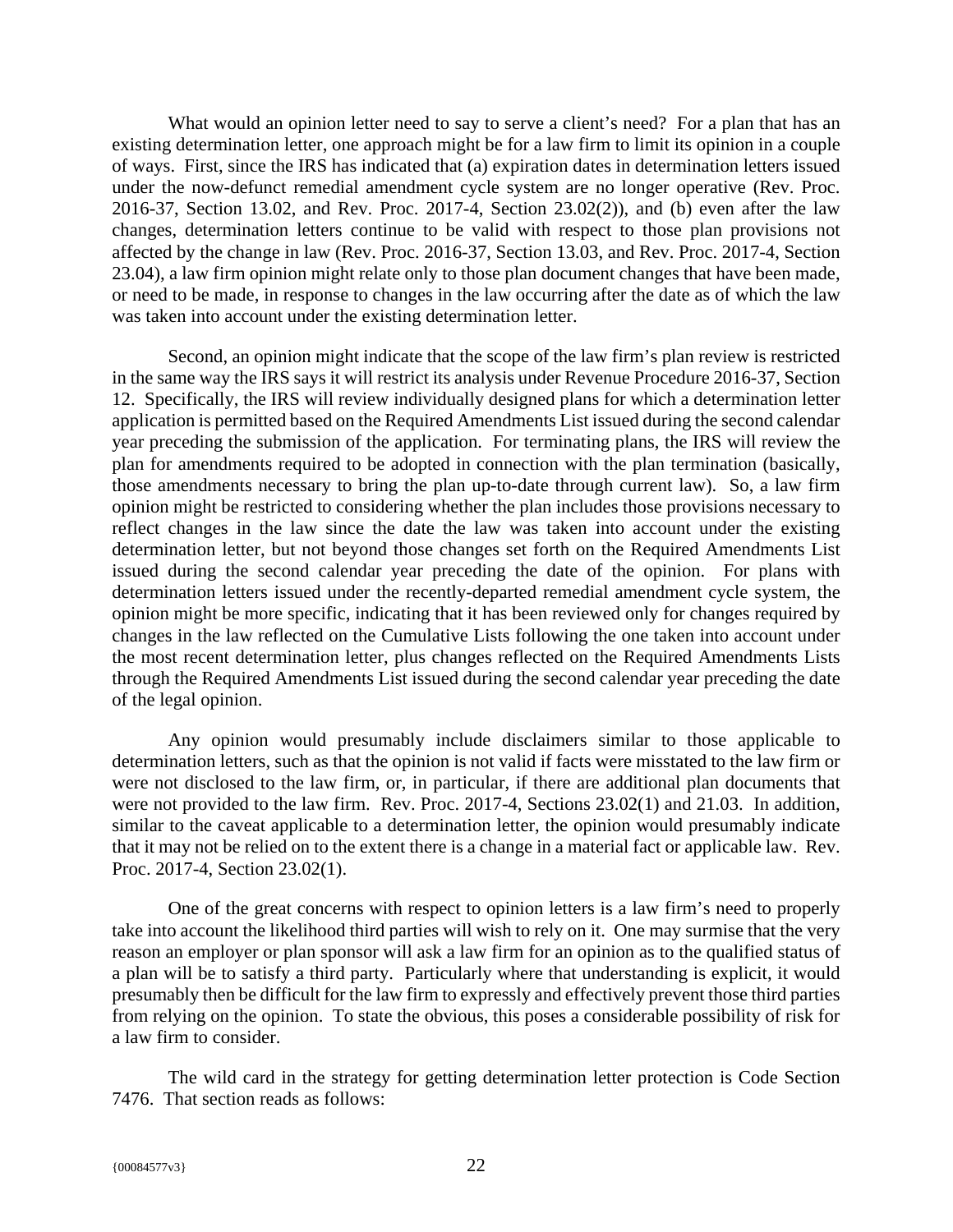What would an opinion letter need to say to serve a client's need? For a plan that has an existing determination letter, one approach might be for a law firm to limit its opinion in a couple of ways. First, since the IRS has indicated that (a) expiration dates in determination letters issued under the now-defunct remedial amendment cycle system are no longer operative (Rev. Proc. 2016-37, Section 13.02, and Rev. Proc. 2017-4, Section 23.02(2)), and (b) even after the law changes, determination letters continue to be valid with respect to those plan provisions not affected by the change in law (Rev. Proc. 2016-37, Section 13.03, and Rev. Proc. 2017-4, Section 23.04), a law firm opinion might relate only to those plan document changes that have been made, or need to be made, in response to changes in the law occurring after the date as of which the law was taken into account under the existing determination letter.

Second, an opinion might indicate that the scope of the law firm's plan review is restricted in the same way the IRS says it will restrict its analysis under Revenue Procedure 2016-37, Section 12. Specifically, the IRS will review individually designed plans for which a determination letter application is permitted based on the Required Amendments List issued during the second calendar year preceding the submission of the application. For terminating plans, the IRS will review the plan for amendments required to be adopted in connection with the plan termination (basically, those amendments necessary to bring the plan up-to-date through current law). So, a law firm opinion might be restricted to considering whether the plan includes those provisions necessary to reflect changes in the law since the date the law was taken into account under the existing determination letter, but not beyond those changes set forth on the Required Amendments List issued during the second calendar year preceding the date of the opinion. For plans with determination letters issued under the recently-departed remedial amendment cycle system, the opinion might be more specific, indicating that it has been reviewed only for changes required by changes in the law reflected on the Cumulative Lists following the one taken into account under the most recent determination letter, plus changes reflected on the Required Amendments Lists through the Required Amendments List issued during the second calendar year preceding the date of the legal opinion.

Any opinion would presumably include disclaimers similar to those applicable to determination letters, such as that the opinion is not valid if facts were misstated to the law firm or were not disclosed to the law firm, or, in particular, if there are additional plan documents that were not provided to the law firm. Rev. Proc. 2017-4, Sections 23.02(1) and 21.03. In addition, similar to the caveat applicable to a determination letter, the opinion would presumably indicate that it may not be relied on to the extent there is a change in a material fact or applicable law. Rev. Proc. 2017-4, Section 23.02(1).

One of the great concerns with respect to opinion letters is a law firm's need to properly take into account the likelihood third parties will wish to rely on it. One may surmise that the very reason an employer or plan sponsor will ask a law firm for an opinion as to the qualified status of a plan will be to satisfy a third party. Particularly where that understanding is explicit, it would presumably then be difficult for the law firm to expressly and effectively prevent those third parties from relying on the opinion. To state the obvious, this poses a considerable possibility of risk for a law firm to consider.

The wild card in the strategy for getting determination letter protection is Code Section 7476. That section reads as follows: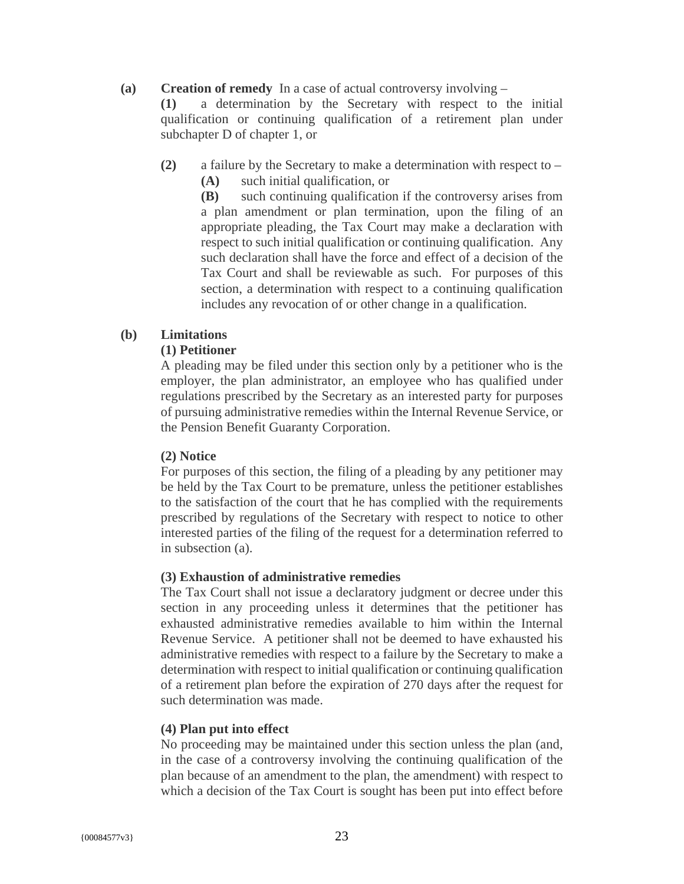**(a) Creation of remedy** In a case of actual controversy involving –

**(1)** a determination by the Secretary with respect to the initial qualification or continuing qualification of a retirement plan under subchapter D of chapter 1, or

**(2)** a failure by the Secretary to make a determination with respect to –

**(A)** such initial qualification, or

**(B)** such continuing qualification if the controversy arises from a plan amendment or plan termination, upon the filing of an appropriate pleading, the Tax Court may make a declaration with respect to such initial qualification or continuing qualification. Any such declaration shall have the force and effect of a decision of the Tax Court and shall be reviewable as such. For purposes of this section, a determination with respect to a continuing qualification includes any revocation of or other change in a qualification.

**(b) Limitations**

**(1) Petitioner**

A pleading may be filed under this section only by a petitioner who is the employer, the plan administrator, an employee who has qualified under regulations prescribed by the Secretary as an interested party for purposes of pursuing administrative remedies within the Internal Revenue Service, or the Pension Benefit Guaranty Corporation.

**(2) Notice**

For purposes of this section, the filing of a pleading by any petitioner may be held by the Tax Court to be premature, unless the petitioner establishes to the satisfaction of the court that he has complied with the requirements prescribed by regulations of the Secretary with respect to notice to other interested parties of the filing of the request for a determination referred to in subsection (a).

**(3) Exhaustion of administrative remedies**

The Tax Court shall not issue a declaratory judgment or decree under this section in any proceeding unless it determines that the petitioner has exhausted administrative remedies available to him within the Internal Revenue Service. A petitioner shall not be deemed to have exhausted his administrative remedies with respect to a failure by the Secretary to make a determination with respect to initial qualification or continuing qualification of a retirement plan before the expiration of 270 days after the request for such determination was made.

**(4) Plan put into effect**

No proceeding may be maintained under this section unless the plan (and, in the case of a controversy involving the continuing qualification of the plan because of an amendment to the plan, the amendment) with respect to which a decision of the Tax Court is sought has been put into effect before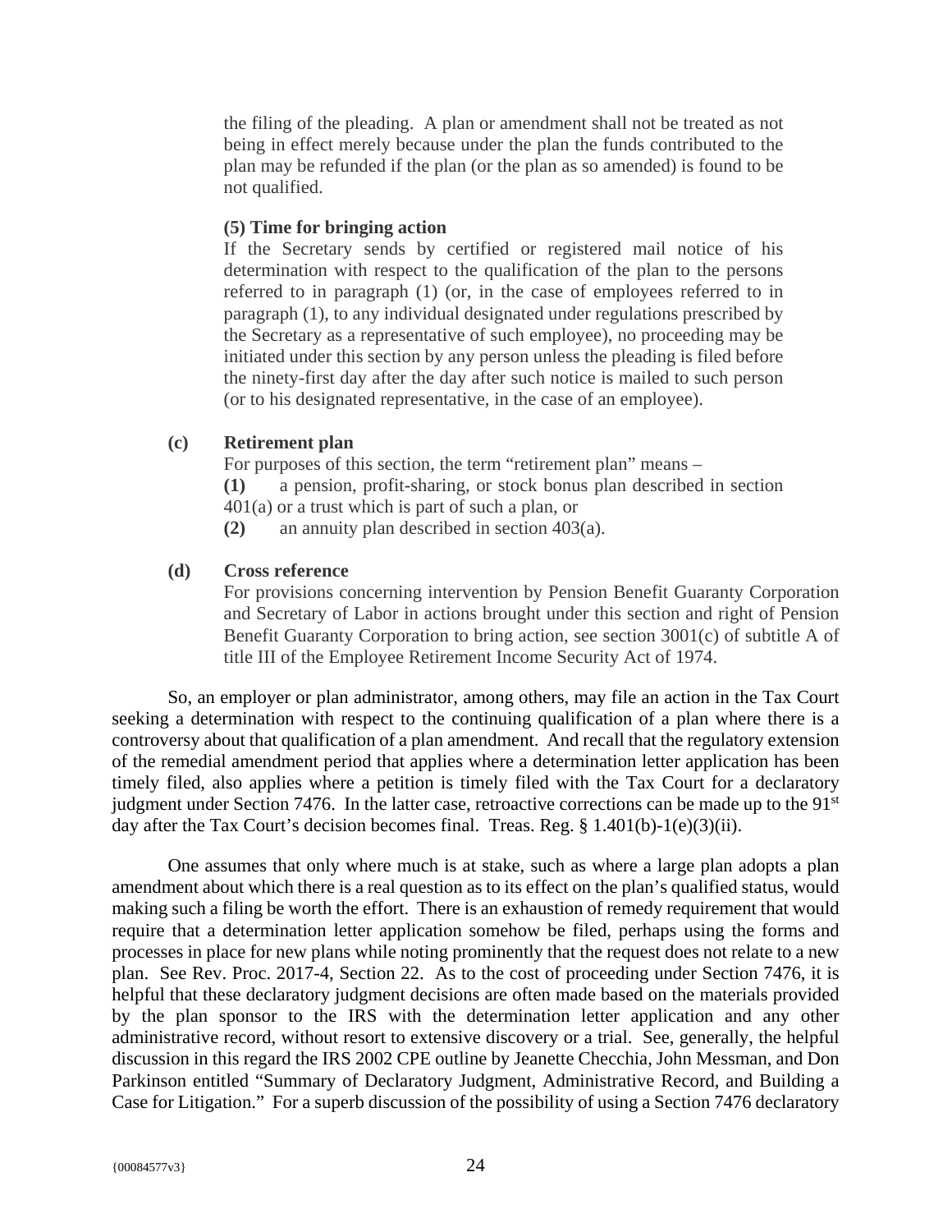the filing of the pleading. A plan or amendment shall not be treated as not being in effect merely because under the plan the funds contributed to the plan may be refunded if the plan (or the plan as so amended) is found to be not qualified.

**(5) Time for bringing action**

If the Secretary sends by certified or registered mail notice of his determination with respect to the qualification of the plan to the persons referred to in paragraph (1) (or, in the case of employees referred to in paragraph (1), to any individual designated under regulations prescribed by the Secretary as a representative of such employee), no proceeding may be initiated under this section by any person unless the pleading is filed before the ninety-first day after the day after such notice is mailed to such person (or to his designated representative, in the case of an employee).

**(c) Retirement plan**

For purposes of this section, the term "retirement plan" means –

**(1)** a pension, profit-sharing, or stock bonus plan described in section 401(a) or a trust which is part of such a plan, or

**(2)** an annuity plan described in section 403(a).

**(d) Cross reference**

For provisions concerning intervention by Pension Benefit Guaranty Corporation and Secretary of Labor in actions brought under this section and right of Pension Benefit Guaranty Corporation to bring action, see section 3001(c) of subtitle A of title III of the Employee Retirement Income Security Act of 1974.

So, an employer or plan administrator, among others, may file an action in the Tax Court seeking a determination with respect to the continuing qualification of a plan where there is a controversy about that qualification of a plan amendment. And recall that the regulatory extension of the remedial amendment period that applies where a determination letter application has been timely filed, also applies where a petition is timely filed with the Tax Court for a declaratory judgment under Section 7476. In the latter case, retroactive corrections can be made up to the 91st day after the Tax Court's decision becomes final. Treas. Reg. § 1.401(b)-1(e)(3)(ii).

One assumes that only where much is at stake, such as where a large plan adopts a plan amendment about which there is a real question as to its effect on the plan's qualified status, would making such a filing be worth the effort. There is an exhaustion of remedy requirement that would require that a determination letter application somehow be filed, perhaps using the forms and processes in place for new plans while noting prominently that the request does not relate to a new plan. See Rev. Proc. 2017-4, Section 22. As to the cost of proceeding under Section 7476, it is helpful that these declaratory judgment decisions are often made based on the materials provided by the plan sponsor to the IRS with the determination letter application and any other administrative record, without resort to extensive discovery or a trial. See, generally, the helpful discussion in this regard the IRS 2002 CPE outline by Jeanette Checchia, John Messman, and Don Parkinson entitled "Summary of Declaratory Judgment, Administrative Record, and Building a Case for Litigation." For a superb discussion of the possibility of using a Section 7476 declaratory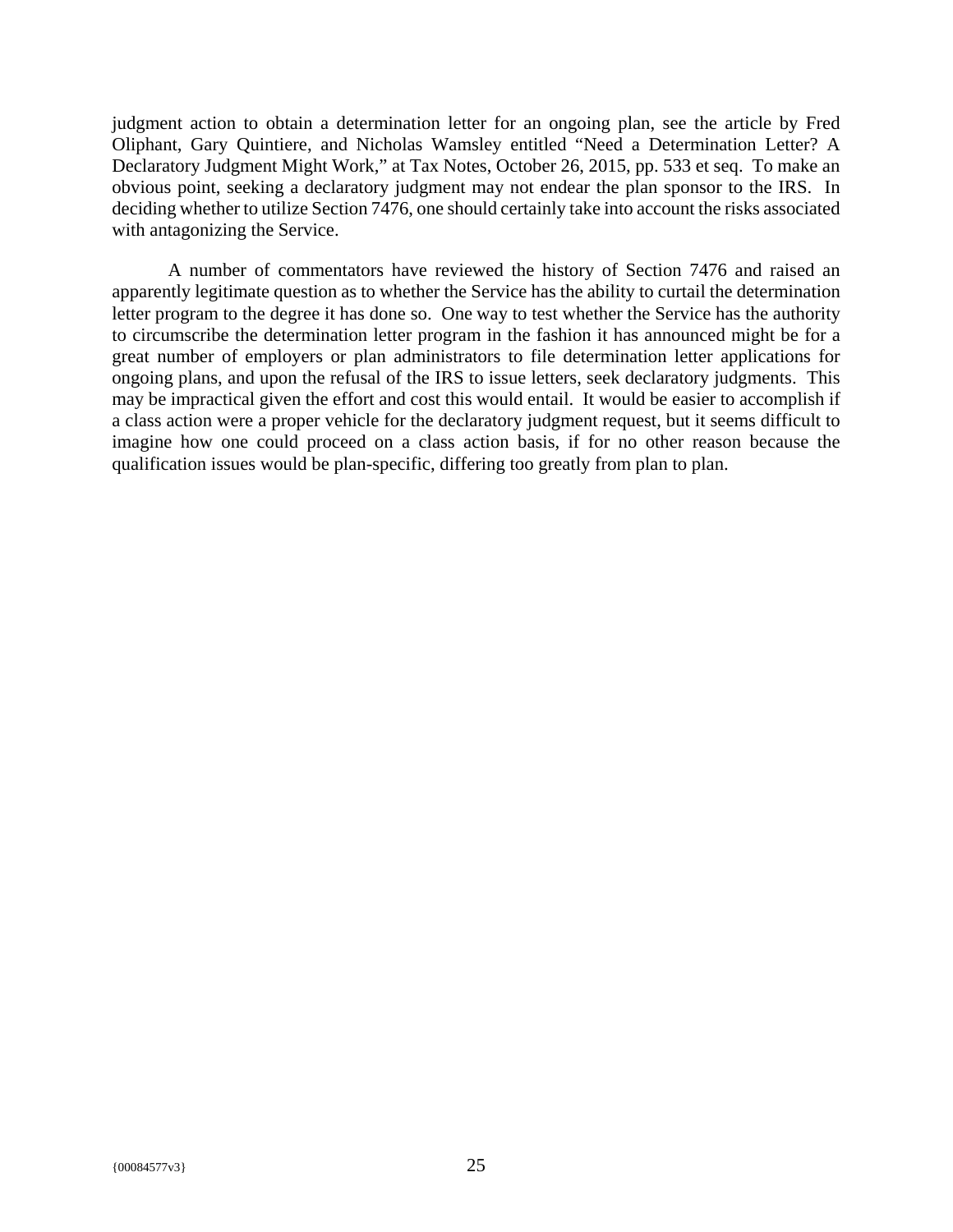judgment action to obtain a determination letter for an ongoing plan, see the article by Fred Oliphant, Gary Quintiere, and Nicholas Wamsley entitled "Need a Determination Letter? A Declaratory Judgment Might Work," at Tax Notes, October 26, 2015, pp. 533 et seq. To make an obvious point, seeking a declaratory judgment may not endear the plan sponsor to the IRS. In deciding whether to utilize Section 7476, one should certainly take into account the risks associated with antagonizing the Service.

A number of commentators have reviewed the history of Section 7476 and raised an apparently legitimate question as to whether the Service has the ability to curtail the determination letter program to the degree it has done so. One way to test whether the Service has the authority to circumscribe the determination letter program in the fashion it has announced might be for a great number of employers or plan administrators to file determination letter applications for ongoing plans, and upon the refusal of the IRS to issue letters, seek declaratory judgments. This may be impractical given the effort and cost this would entail. It would be easier to accomplish if a class action were a proper vehicle for the declaratory judgment request, but it seems difficult to imagine how one could proceed on a class action basis, if for no other reason because the qualification issues would be plan-specific, differing too greatly from plan to plan.